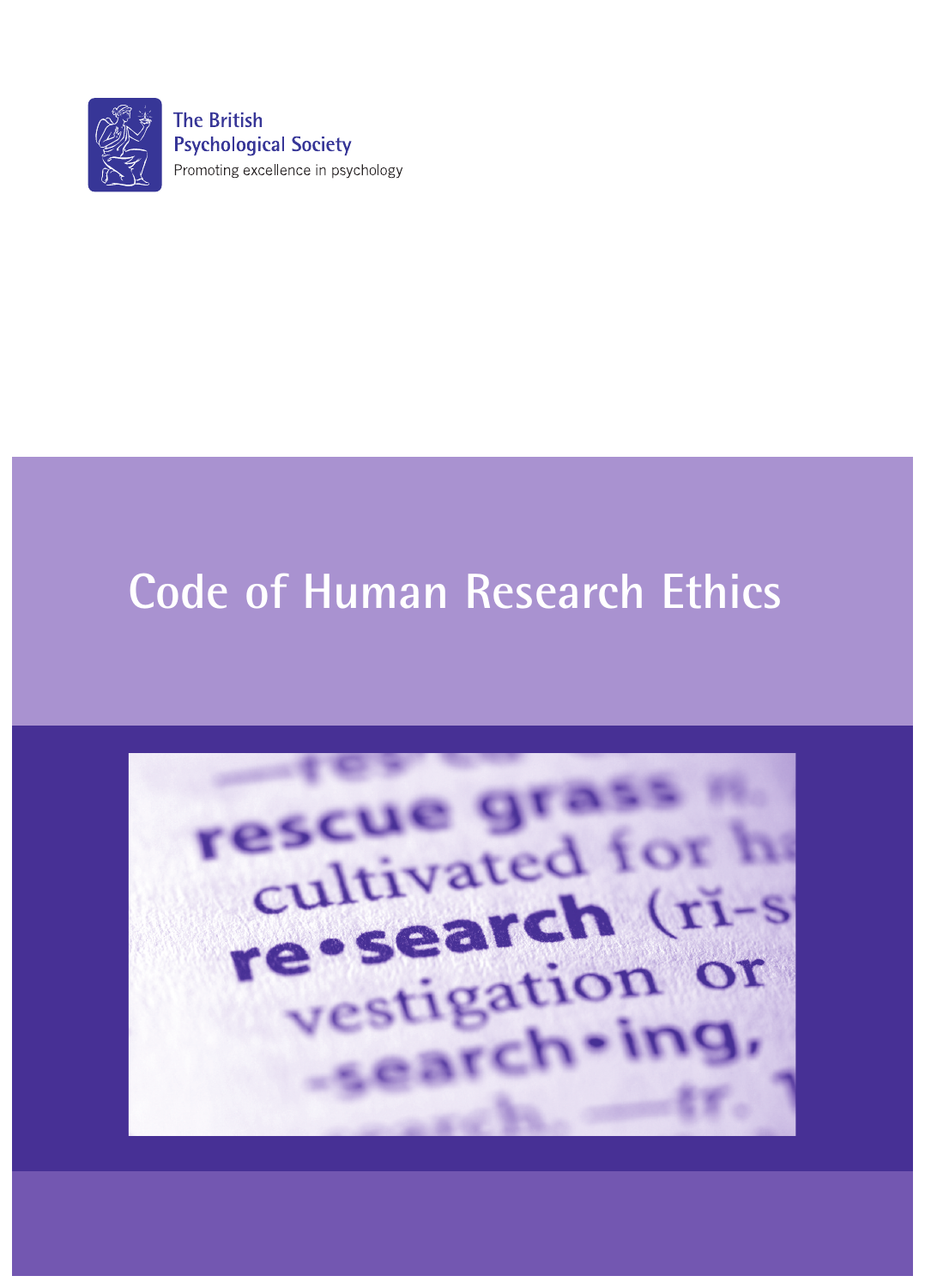The British Psychological Society

Promoting excellence in psychology

# Code of Human Research Ethics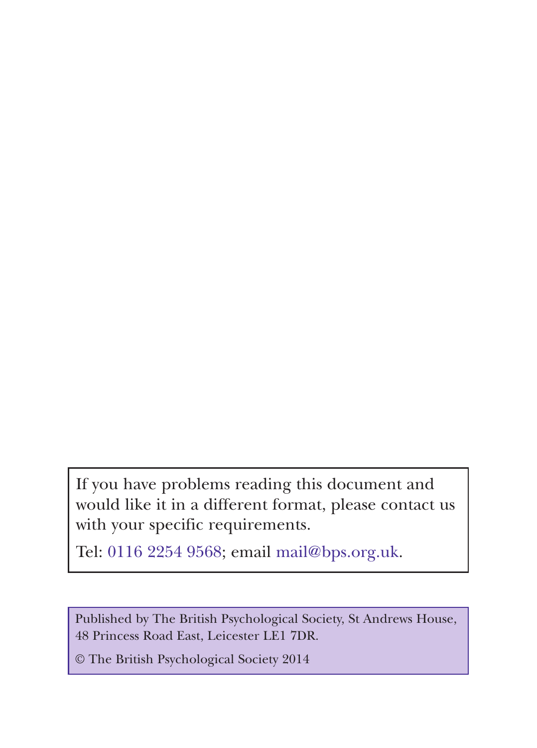If you have problems reading this document and would like it in a different format, please contact us with your specific requirements.

Tel: 0116 2254 9568; email mail@bps.org.uk.

Published by The British Psychological Society, St Andrews House, 48 Princess Road East, Leicester LE1 7DR.

© The British Psychological Society 2014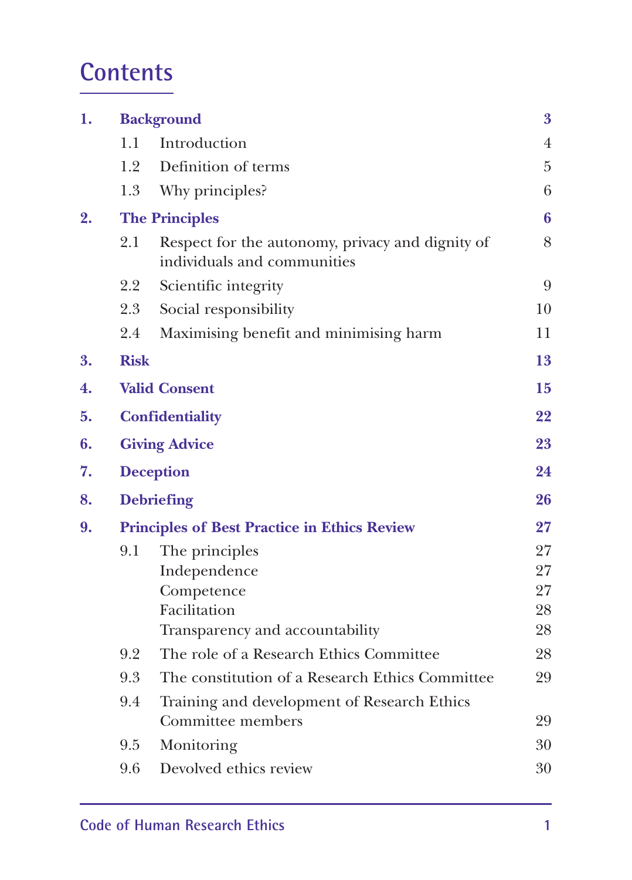# Contents

| | | | |
|---|---|---|---|
| **1.** | **Background** | | **3** |
| | 1.1 | Introduction | 4 |
| | 1.2 | Definition of terms | 5 |
| | 1.3 | Why principles? | 6 |
| **2.** | **The Principles** | | **6** |
| | 2.1 | Respect for the autonomy, privacy and dignity of individuals and communities | 8 |
| | 2.2 | Scientific integrity | 9 |
| | 2.3 | Social responsibility | 10 |
| | 2.4 | Maximising benefit and minimising harm | 11 |
| **3.** | **Risk** | | **13** |
| **4.** | **Valid Consent** | | **15** |
| **5.** | **Confidentiality** | | **22** |
| **6.** | **Giving Advice** | | **23** |
| **7.** | **Deception** | | **24** |
| **8.** | **Debriefing** | | **26** |
| **9.** | **Principles of Best Practice in Ethics Review** | | **27** |
| | 9.1 | The principles | 27 |
| | | Independence | 27 |
| | | Competence | 27 |
| | | Facilitation | 28 |
| | | Transparency and accountability | 28 |
| | 9.2 | The role of a Research Ethics Committee | 28 |
| | 9.3 | The constitution of a Research Ethics Committee | 29 |
| | 9.4 | Training and development of Research Ethics Committee members | 29 |
| | 9.5 | Monitoring | 30 |
| | 9.6 | Devolved ethics review | 30 |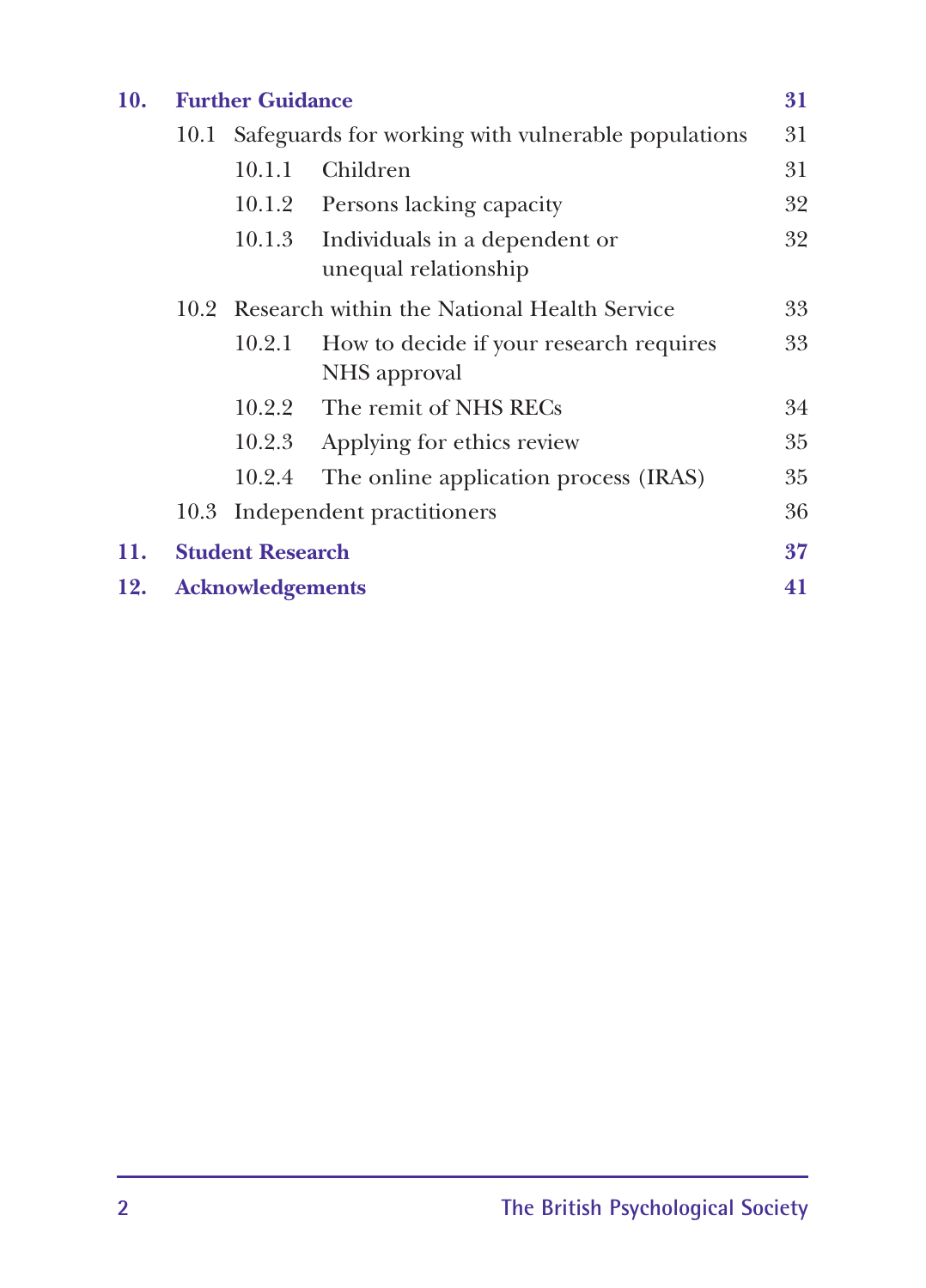| | | |
|---|---|---|
| **10.** | **Further Guidance** | **31** |
| | 10.1 Safeguards for working with vulnerable populations | 31 |
| | 10.1.1 Children | 31 |
| | 10.1.2 Persons lacking capacity | 32 |
| | 10.1.3 Individuals in a dependent or unequal relationship | 32 |
| | 10.2 Research within the National Health Service | 33 |
| | 10.2.1 How to decide if your research requires NHS approval | 33 |
| | 10.2.2 The remit of NHS RECs | 34 |
| | 10.2.3 Applying for ethics review | 35 |
| | 10.2.4 The online application process (IRAS) | 35 |
| | 10.3 Independent practitioners | 36 |
| **11.** | **Student Research** | **37** |
| **12.** | **Acknowledgements** | **41** |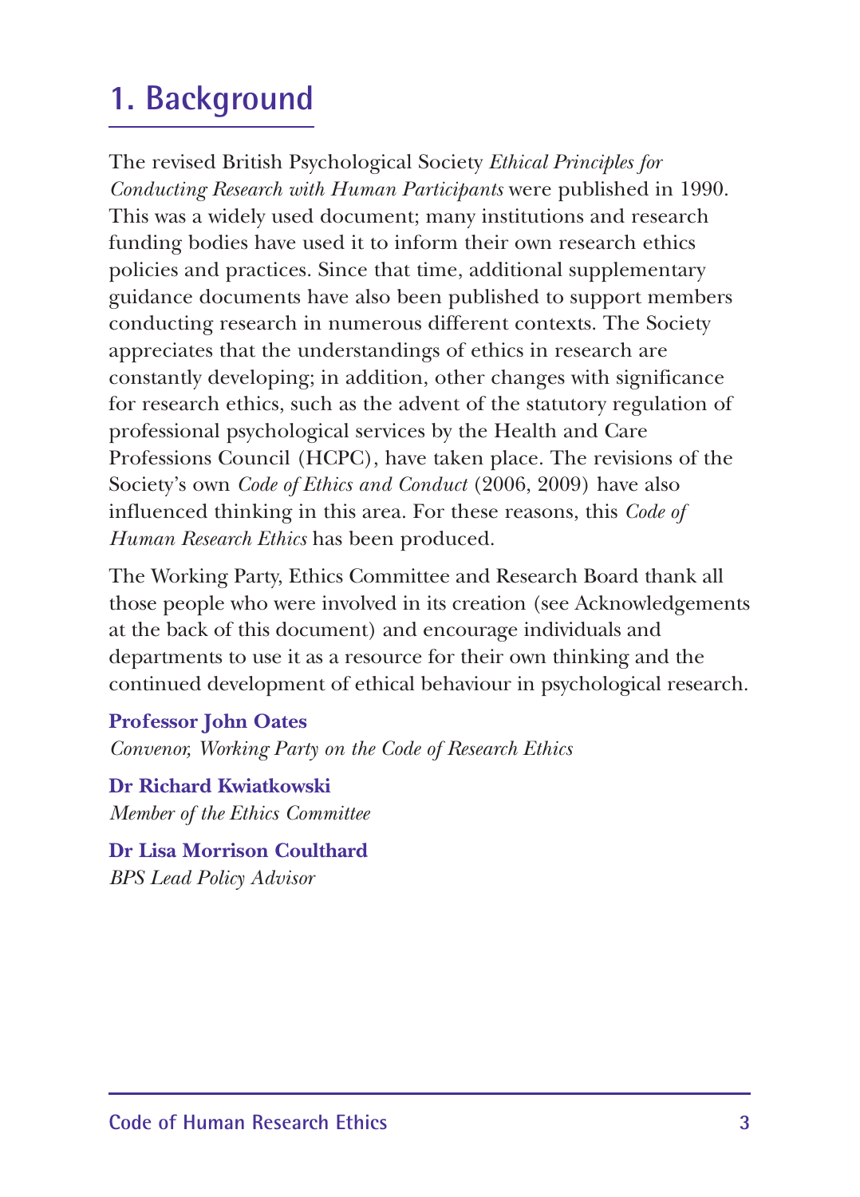# 1. Background

The revised British Psychological Society *Ethical Principles for Conducting Research with Human Participants* were published in 1990. This was a widely used document; many institutions and research funding bodies have used it to inform their own research ethics policies and practices. Since that time, additional supplementary guidance documents have also been published to support members conducting research in numerous different contexts. The Society appreciates that the understandings of ethics in research are constantly developing; in addition, other changes with significance for research ethics, such as the advent of the statutory regulation of professional psychological services by the Health and Care Professions Council (HCPC), have taken place. The revisions of the Society's own *Code of Ethics and Conduct* (2006, 2009) have also influenced thinking in this area. For these reasons, this *Code of Human Research Ethics* has been produced.

The Working Party, Ethics Committee and Research Board thank all those people who were involved in its creation (see Acknowledgements at the back of this document) and encourage individuals and departments to use it as a resource for their own thinking and the continued development of ethical behaviour in psychological research.

**Professor John Oates**
*Convenor, Working Party on the Code of Research Ethics*

**Dr Richard Kwiatkowski**
*Member of the Ethics Committee*

**Dr Lisa Morrison Coulthard**
*BPS Lead Policy Advisor*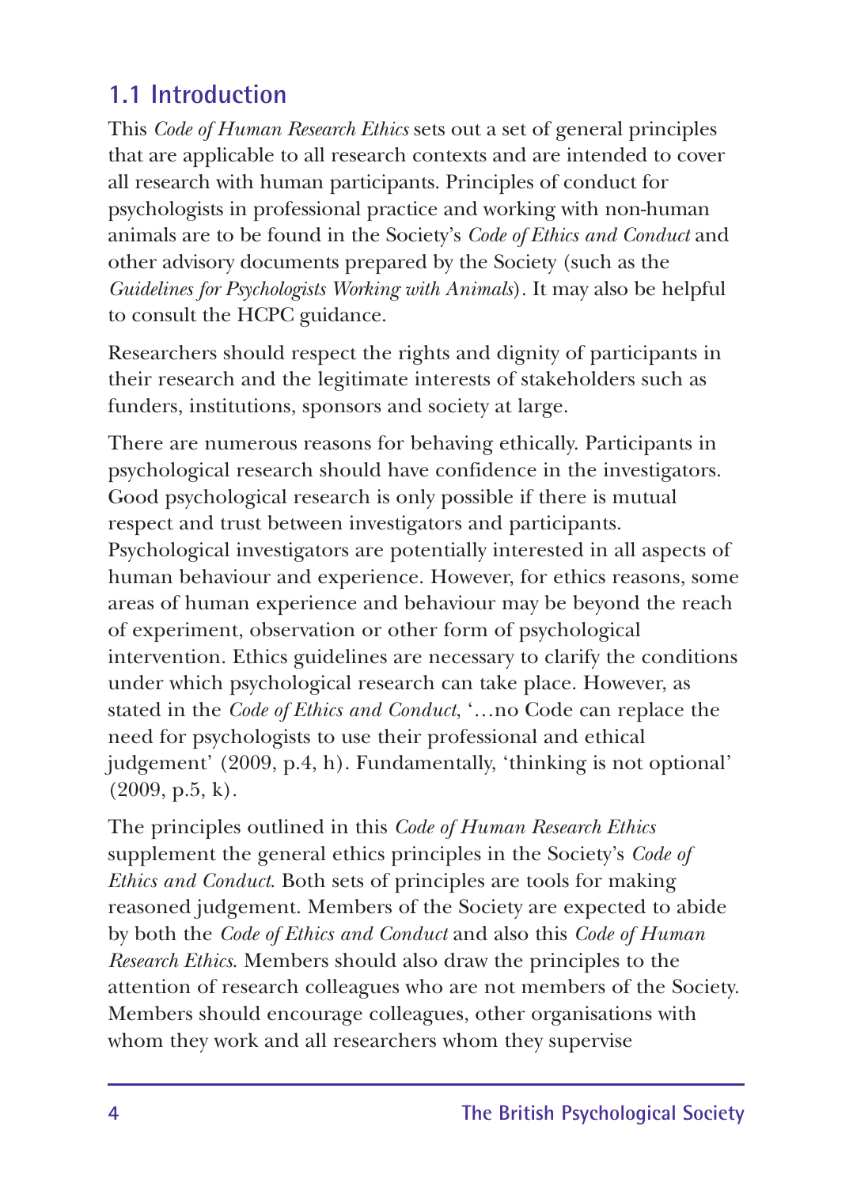## 1.1 Introduction

This *Code of Human Research Ethics* sets out a set of general principles that are applicable to all research contexts and are intended to cover all research with human participants. Principles of conduct for psychologists in professional practice and working with non-human animals are to be found in the Society's *Code of Ethics and Conduct* and other advisory documents prepared by the Society (such as the *Guidelines for Psychologists Working with Animals*). It may also be helpful to consult the HCPC guidance.

Researchers should respect the rights and dignity of participants in their research and the legitimate interests of stakeholders such as funders, institutions, sponsors and society at large.

There are numerous reasons for behaving ethically. Participants in psychological research should have confidence in the investigators. Good psychological research is only possible if there is mutual respect and trust between investigators and participants. Psychological investigators are potentially interested in all aspects of human behaviour and experience. However, for ethics reasons, some areas of human experience and behaviour may be beyond the reach of experiment, observation or other form of psychological intervention. Ethics guidelines are necessary to clarify the conditions under which psychological research can take place. However, as stated in the *Code of Ethics and Conduct*, '…no Code can replace the need for psychologists to use their professional and ethical judgement' (2009, p.4, h). Fundamentally, 'thinking is not optional' (2009, p.5, k).

The principles outlined in this *Code of Human Research Ethics* supplement the general ethics principles in the Society's *Code of Ethics and Conduct*. Both sets of principles are tools for making reasoned judgement. Members of the Society are expected to abide by both the *Code of Ethics and Conduct* and also this *Code of Human Research Ethics*. Members should also draw the principles to the attention of research colleagues who are not members of the Society. Members should encourage colleagues, other organisations with whom they work and all researchers whom they supervise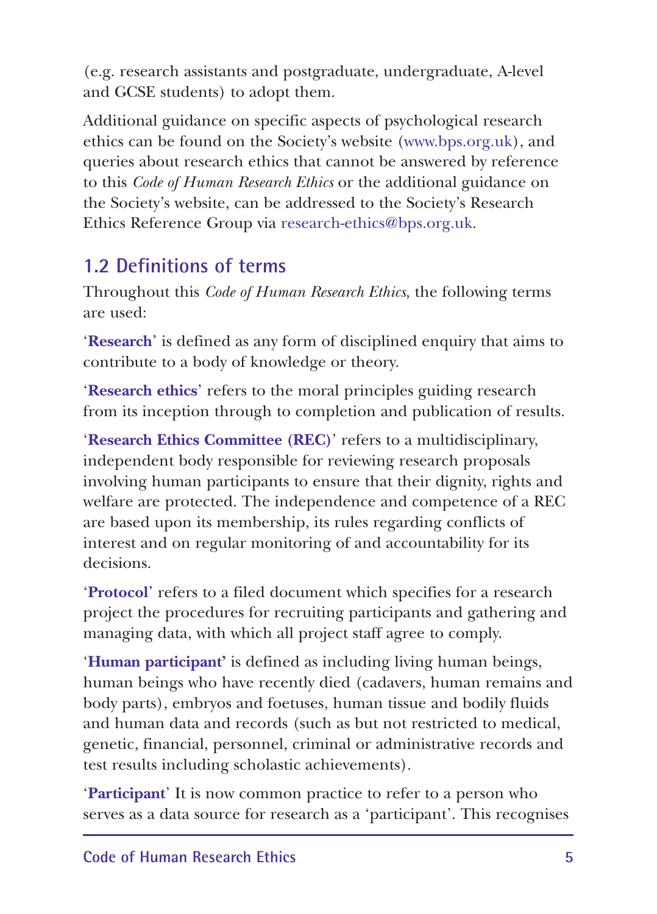(e.g. research assistants and postgraduate, undergraduate, A-level and GCSE students) to adopt them.

Additional guidance on specific aspects of psychological research ethics can be found on the Society's website (www.bps.org.uk), and queries about research ethics that cannot be answered by reference to this *Code of Human Research Ethics* or the additional guidance on the Society's website, can be addressed to the Society's Research Ethics Reference Group via research-ethics@bps.org.uk.

## 1.2 Definitions of terms

Throughout this *Code of Human Research Ethics*, the following terms are used:

'**Research**' is defined as any form of disciplined enquiry that aims to contribute to a body of knowledge or theory.

'**Research ethics**' refers to the moral principles guiding research from its inception through to completion and publication of results.

'**Research Ethics Committee (REC)**' refers to a multidisciplinary, independent body responsible for reviewing research proposals involving human participants to ensure that their dignity, rights and welfare are protected. The independence and competence of a REC are based upon its membership, its rules regarding conflicts of interest and on regular monitoring of and accountability for its decisions.

'**Protocol**' refers to a filed document which specifies for a research project the procedures for recruiting participants and gathering and managing data, with which all project staff agree to comply.

'**Human participant'** is defined as including living human beings, human beings who have recently died (cadavers, human remains and body parts), embryos and foetuses, human tissue and bodily fluids and human data and records (such as but not restricted to medical, genetic, financial, personnel, criminal or administrative records and test results including scholastic achievements).

'**Participant**' It is now common practice to refer to a person who serves as a data source for research as a 'participant'. This recognises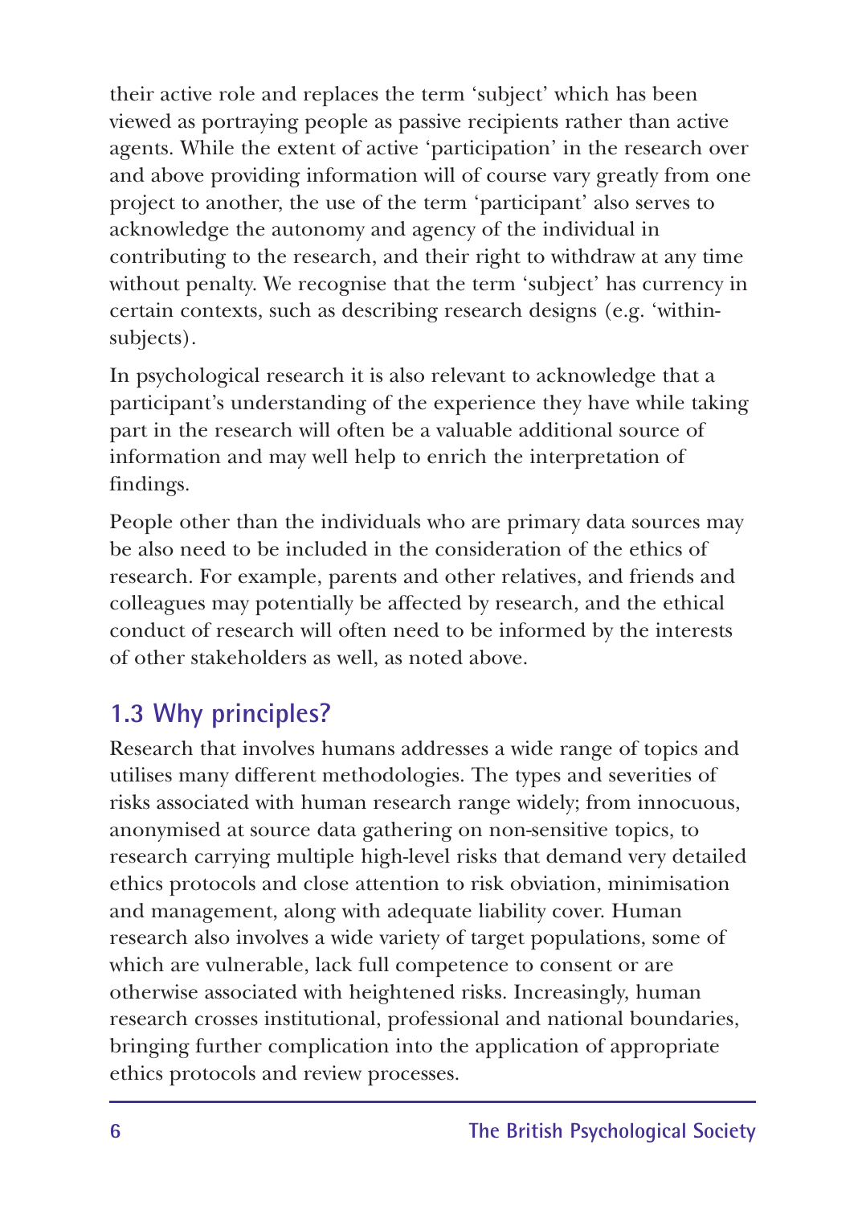their active role and replaces the term 'subject' which has been viewed as portraying people as passive recipients rather than active agents. While the extent of active 'participation' in the research over and above providing information will of course vary greatly from one project to another, the use of the term 'participant' also serves to acknowledge the autonomy and agency of the individual in contributing to the research, and their right to withdraw at any time without penalty. We recognise that the term 'subject' has currency in certain contexts, such as describing research designs (e.g. 'within-subjects).

In psychological research it is also relevant to acknowledge that a participant's understanding of the experience they have while taking part in the research will often be a valuable additional source of information and may well help to enrich the interpretation of findings.

People other than the individuals who are primary data sources may be also need to be included in the consideration of the ethics of research. For example, parents and other relatives, and friends and colleagues may potentially be affected by research, and the ethical conduct of research will often need to be informed by the interests of other stakeholders as well, as noted above.

## 1.3 Why principles?

Research that involves humans addresses a wide range of topics and utilises many different methodologies. The types and severities of risks associated with human research range widely; from innocuous, anonymised at source data gathering on non-sensitive topics, to research carrying multiple high-level risks that demand very detailed ethics protocols and close attention to risk obviation, minimisation and management, along with adequate liability cover. Human research also involves a wide variety of target populations, some of which are vulnerable, lack full competence to consent or are otherwise associated with heightened risks. Increasingly, human research crosses institutional, professional and national boundaries, bringing further complication into the application of appropriate ethics protocols and review processes.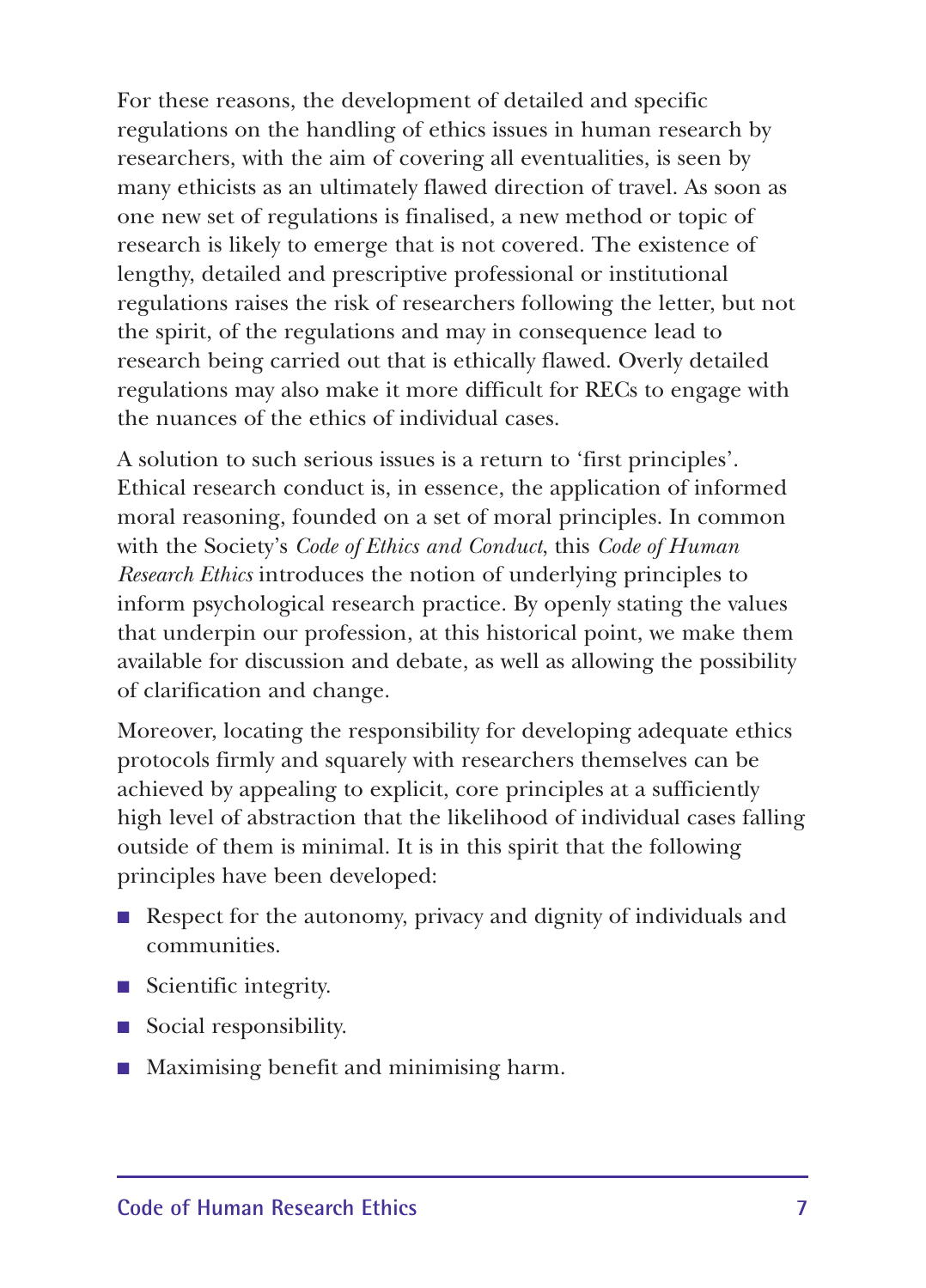For these reasons, the development of detailed and specific regulations on the handling of ethics issues in human research by researchers, with the aim of covering all eventualities, is seen by many ethicists as an ultimately flawed direction of travel. As soon as one new set of regulations is finalised, a new method or topic of research is likely to emerge that is not covered. The existence of lengthy, detailed and prescriptive professional or institutional regulations raises the risk of researchers following the letter, but not the spirit, of the regulations and may in consequence lead to research being carried out that is ethically flawed. Overly detailed regulations may also make it more difficult for RECs to engage with the nuances of the ethics of individual cases.

A solution to such serious issues is a return to 'first principles'. Ethical research conduct is, in essence, the application of informed moral reasoning, founded on a set of moral principles. In common with the Society's *Code of Ethics and Conduct*, this *Code of Human Research Ethics* introduces the notion of underlying principles to inform psychological research practice. By openly stating the values that underpin our profession, at this historical point, we make them available for discussion and debate, as well as allowing the possibility of clarification and change.

Moreover, locating the responsibility for developing adequate ethics protocols firmly and squarely with researchers themselves can be achieved by appealing to explicit, core principles at a sufficiently high level of abstraction that the likelihood of individual cases falling outside of them is minimal. It is in this spirit that the following principles have been developed:

- Respect for the autonomy, privacy and dignity of individuals and communities.
- Scientific integrity.
- Social responsibility.
- Maximising benefit and minimising harm.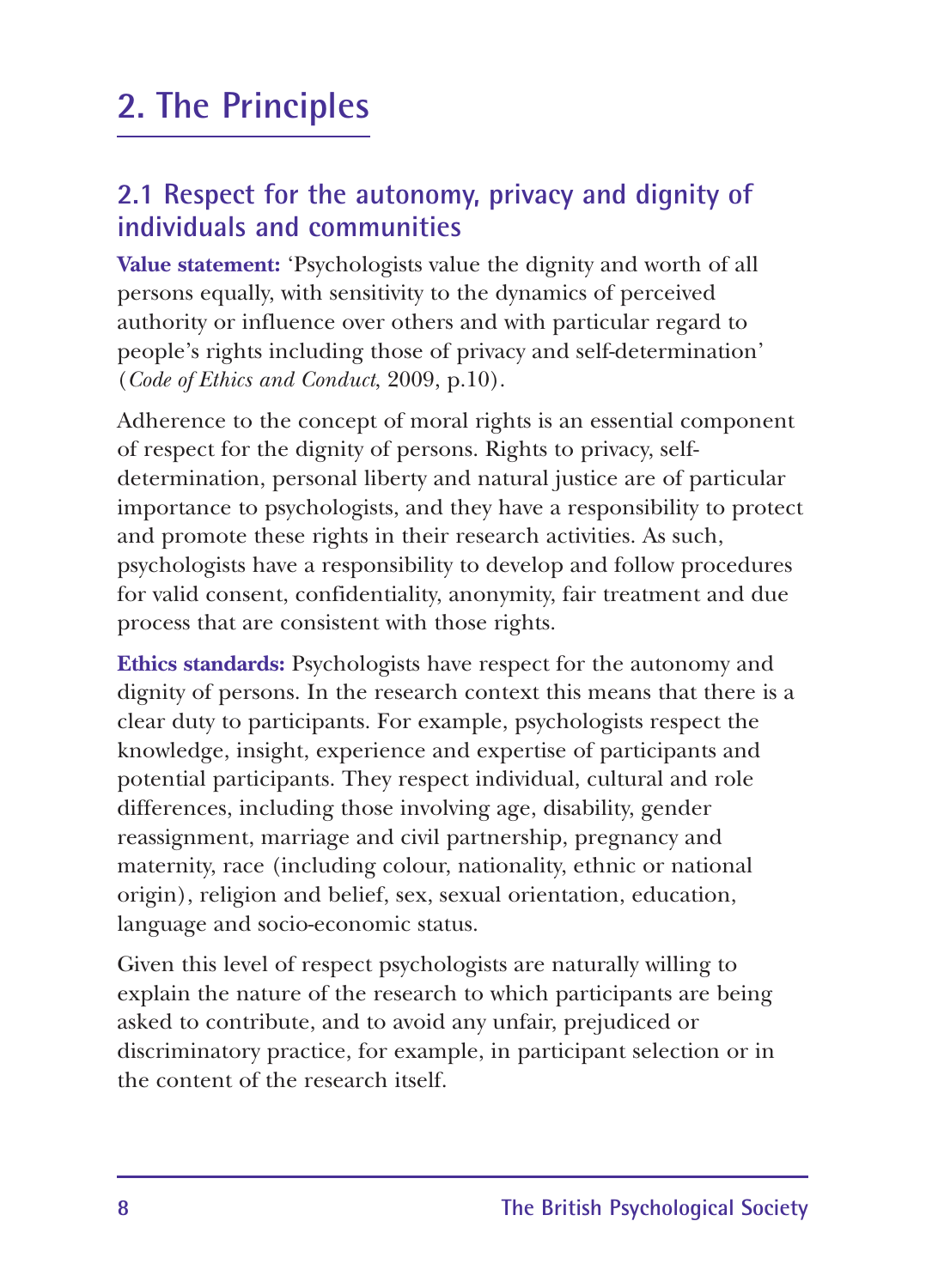# 2. The Principles

## 2.1 Respect for the autonomy, privacy and dignity of individuals and communities

**Value statement:** 'Psychologists value the dignity and worth of all persons equally, with sensitivity to the dynamics of perceived authority or influence over others and with particular regard to people's rights including those of privacy and self-determination' (*Code of Ethics and Conduct*, 2009, p.10).

Adherence to the concept of moral rights is an essential component of respect for the dignity of persons. Rights to privacy, self-determination, personal liberty and natural justice are of particular importance to psychologists, and they have a responsibility to protect and promote these rights in their research activities. As such, psychologists have a responsibility to develop and follow procedures for valid consent, confidentiality, anonymity, fair treatment and due process that are consistent with those rights.

**Ethics standards:** Psychologists have respect for the autonomy and dignity of persons. In the research context this means that there is a clear duty to participants. For example, psychologists respect the knowledge, insight, experience and expertise of participants and potential participants. They respect individual, cultural and role differences, including those involving age, disability, gender reassignment, marriage and civil partnership, pregnancy and maternity, race (including colour, nationality, ethnic or national origin), religion and belief, sex, sexual orientation, education, language and socio-economic status.

Given this level of respect psychologists are naturally willing to explain the nature of the research to which participants are being asked to contribute, and to avoid any unfair, prejudiced or discriminatory practice, for example, in participant selection or in the content of the research itself.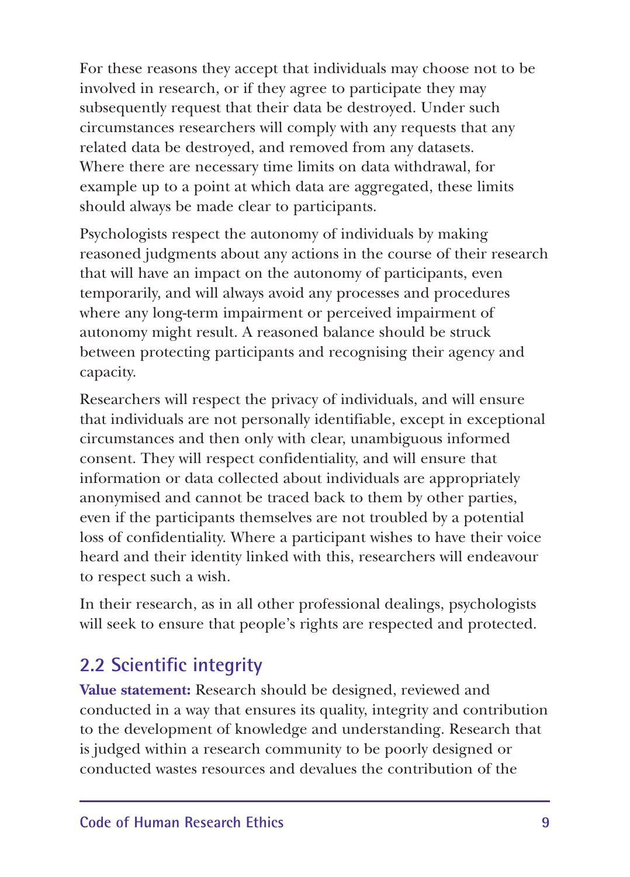For these reasons they accept that individuals may choose not to be involved in research, or if they agree to participate they may subsequently request that their data be destroyed. Under such circumstances researchers will comply with any requests that any related data be destroyed, and removed from any datasets. Where there are necessary time limits on data withdrawal, for example up to a point at which data are aggregated, these limits should always be made clear to participants.

Psychologists respect the autonomy of individuals by making reasoned judgments about any actions in the course of their research that will have an impact on the autonomy of participants, even temporarily, and will always avoid any processes and procedures where any long-term impairment or perceived impairment of autonomy might result. A reasoned balance should be struck between protecting participants and recognising their agency and capacity.

Researchers will respect the privacy of individuals, and will ensure that individuals are not personally identifiable, except in exceptional circumstances and then only with clear, unambiguous informed consent. They will respect confidentiality, and will ensure that information or data collected about individuals are appropriately anonymised and cannot be traced back to them by other parties, even if the participants themselves are not troubled by a potential loss of confidentiality. Where a participant wishes to have their voice heard and their identity linked with this, researchers will endeavour to respect such a wish.

In their research, as in all other professional dealings, psychologists will seek to ensure that people's rights are respected and protected.

## 2.2 Scientific integrity

**Value statement:** Research should be designed, reviewed and conducted in a way that ensures its quality, integrity and contribution to the development of knowledge and understanding. Research that is judged within a research community to be poorly designed or conducted wastes resources and devalues the contribution of the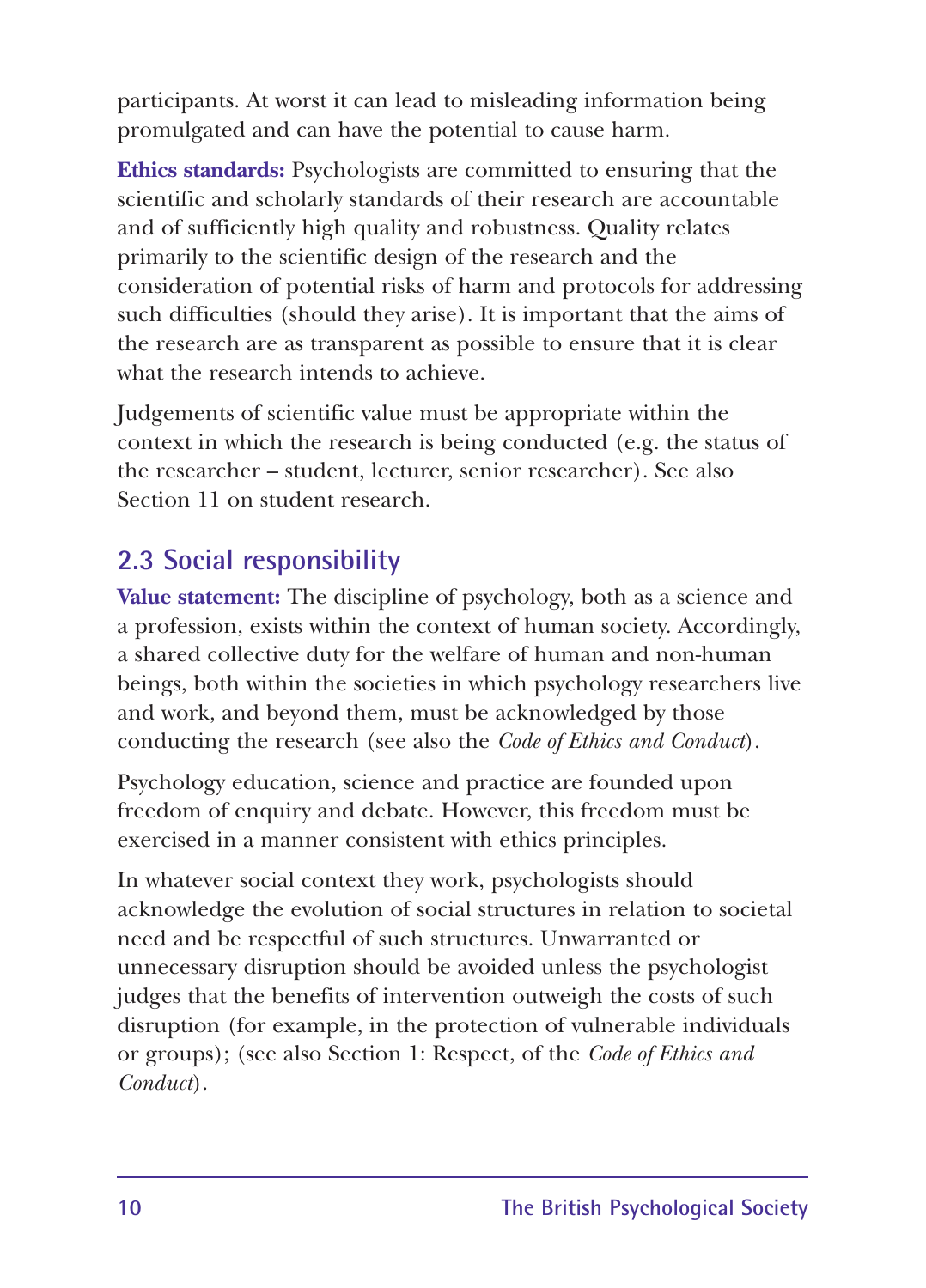participants. At worst it can lead to misleading information being promulgated and can have the potential to cause harm.

**Ethics standards:** Psychologists are committed to ensuring that the scientific and scholarly standards of their research are accountable and of sufficiently high quality and robustness. Quality relates primarily to the scientific design of the research and the consideration of potential risks of harm and protocols for addressing such difficulties (should they arise). It is important that the aims of the research are as transparent as possible to ensure that it is clear what the research intends to achieve.

Judgements of scientific value must be appropriate within the context in which the research is being conducted (e.g. the status of the researcher – student, lecturer, senior researcher). See also Section 11 on student research.

## 2.3 Social responsibility

**Value statement:** The discipline of psychology, both as a science and a profession, exists within the context of human society. Accordingly, a shared collective duty for the welfare of human and non-human beings, both within the societies in which psychology researchers live and work, and beyond them, must be acknowledged by those conducting the research (see also the *Code of Ethics and Conduct*).

Psychology education, science and practice are founded upon freedom of enquiry and debate. However, this freedom must be exercised in a manner consistent with ethics principles.

In whatever social context they work, psychologists should acknowledge the evolution of social structures in relation to societal need and be respectful of such structures. Unwarranted or unnecessary disruption should be avoided unless the psychologist judges that the benefits of intervention outweigh the costs of such disruption (for example, in the protection of vulnerable individuals or groups); (see also Section 1: Respect, of the *Code of Ethics and Conduct*).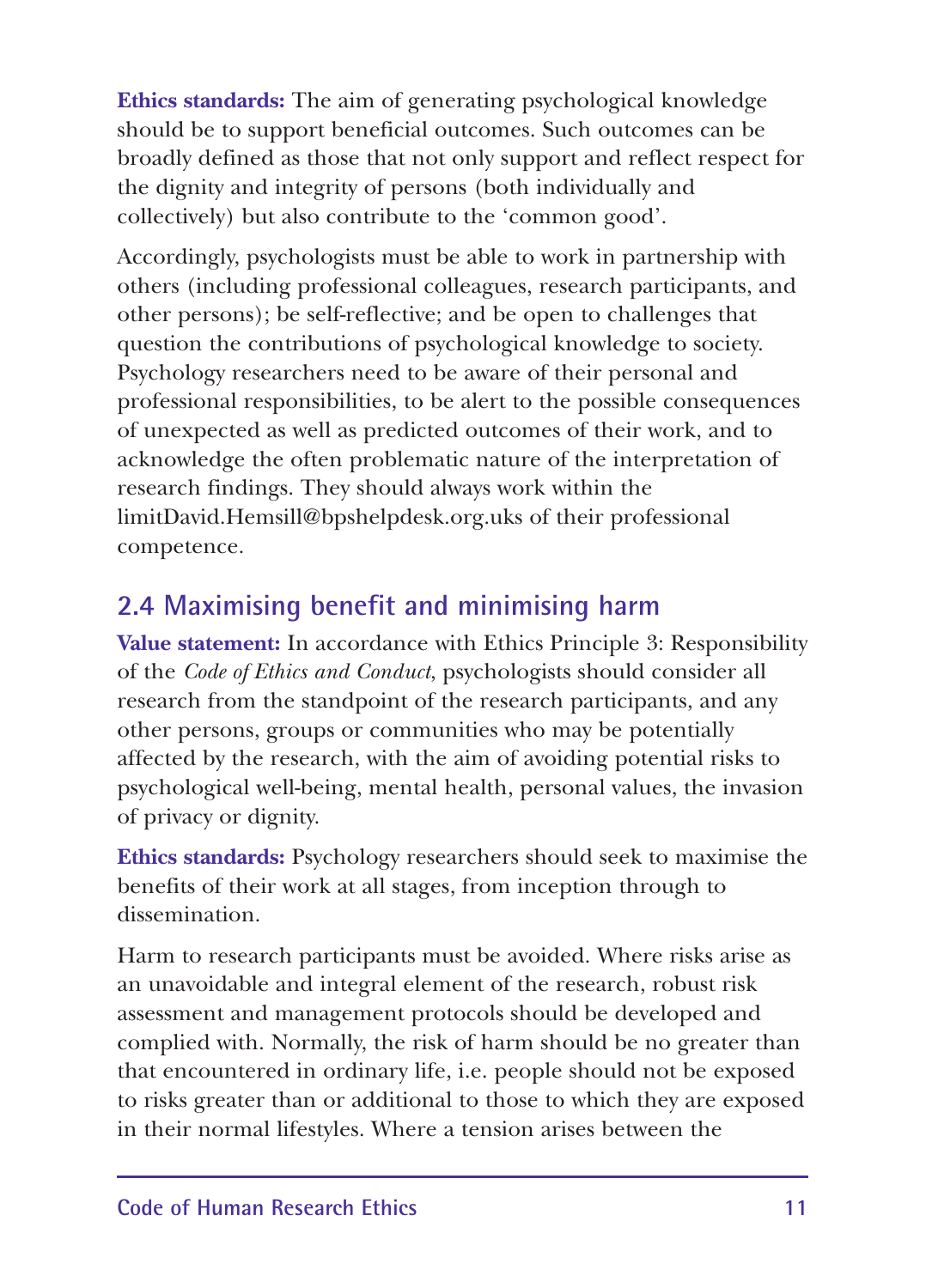**Ethics standards:** The aim of generating psychological knowledge should be to support beneficial outcomes. Such outcomes can be broadly defined as those that not only support and reflect respect for the dignity and integrity of persons (both individually and collectively) but also contribute to the 'common good'.

Accordingly, psychologists must be able to work in partnership with others (including professional colleagues, research participants, and other persons); be self-reflective; and be open to challenges that question the contributions of psychological knowledge to society. Psychology researchers need to be aware of their personal and professional responsibilities, to be alert to the possible consequences of unexpected as well as predicted outcomes of their work, and to acknowledge the often problematic nature of the interpretation of research findings. They should always work within the limitDavid.Hemsill@bpshelpdesk.org.uks of their professional competence.

## 2.4 Maximising benefit and minimising harm

**Value statement:** In accordance with Ethics Principle 3: Responsibility of the *Code of Ethics and Conduct*, psychologists should consider all research from the standpoint of the research participants, and any other persons, groups or communities who may be potentially affected by the research, with the aim of avoiding potential risks to psychological well-being, mental health, personal values, the invasion of privacy or dignity.

**Ethics standards:** Psychology researchers should seek to maximise the benefits of their work at all stages, from inception through to dissemination.

Harm to research participants must be avoided. Where risks arise as an unavoidable and integral element of the research, robust risk assessment and management protocols should be developed and complied with. Normally, the risk of harm should be no greater than that encountered in ordinary life, i.e. people should not be exposed to risks greater than or additional to those to which they are exposed in their normal lifestyles. Where a tension arises between the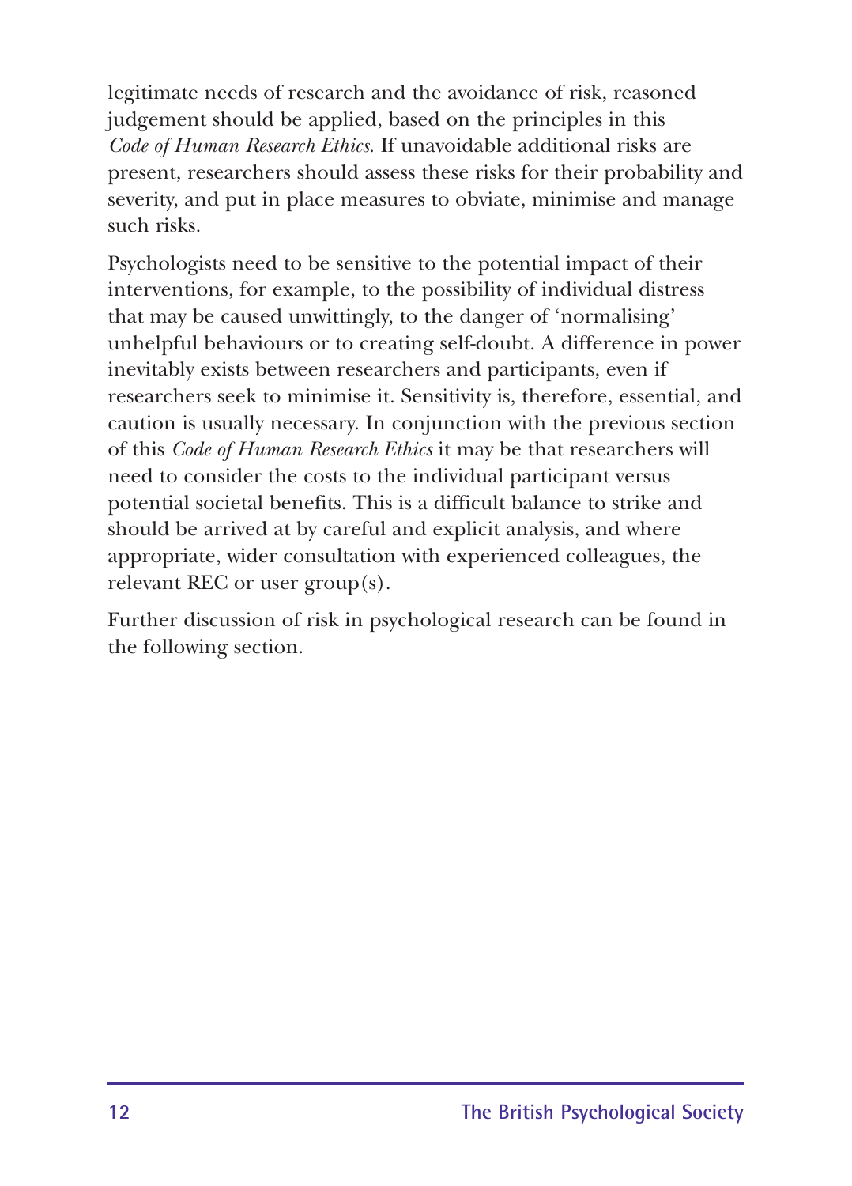legitimate needs of research and the avoidance of risk, reasoned judgement should be applied, based on the principles in this *Code of Human Research Ethics*. If unavoidable additional risks are present, researchers should assess these risks for their probability and severity, and put in place measures to obviate, minimise and manage such risks.

Psychologists need to be sensitive to the potential impact of their interventions, for example, to the possibility of individual distress that may be caused unwittingly, to the danger of 'normalising' unhelpful behaviours or to creating self-doubt. A difference in power inevitably exists between researchers and participants, even if researchers seek to minimise it. Sensitivity is, therefore, essential, and caution is usually necessary. In conjunction with the previous section of this *Code of Human Research Ethics* it may be that researchers will need to consider the costs to the individual participant versus potential societal benefits. This is a difficult balance to strike and should be arrived at by careful and explicit analysis, and where appropriate, wider consultation with experienced colleagues, the relevant REC or user group(s).

Further discussion of risk in psychological research can be found in the following section.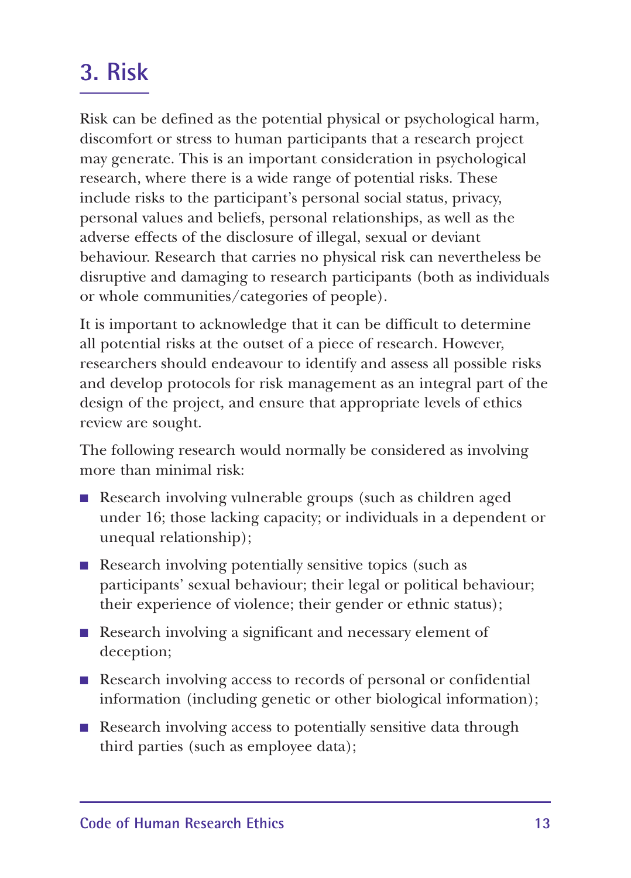## 3. Risk

Risk can be defined as the potential physical or psychological harm, discomfort or stress to human participants that a research project may generate. This is an important consideration in psychological research, where there is a wide range of potential risks. These include risks to the participant's personal social status, privacy, personal values and beliefs, personal relationships, as well as the adverse effects of the disclosure of illegal, sexual or deviant behaviour. Research that carries no physical risk can nevertheless be disruptive and damaging to research participants (both as individuals or whole communities/categories of people).

It is important to acknowledge that it can be difficult to determine all potential risks at the outset of a piece of research. However, researchers should endeavour to identify and assess all possible risks and develop protocols for risk management as an integral part of the design of the project, and ensure that appropriate levels of ethics review are sought.

The following research would normally be considered as involving more than minimal risk:

- Research involving vulnerable groups (such as children aged under 16; those lacking capacity; or individuals in a dependent or unequal relationship);
- Research involving potentially sensitive topics (such as participants' sexual behaviour; their legal or political behaviour; their experience of violence; their gender or ethnic status);
- Research involving a significant and necessary element of deception;
- Research involving access to records of personal or confidential information (including genetic or other biological information);
- Research involving access to potentially sensitive data through third parties (such as employee data);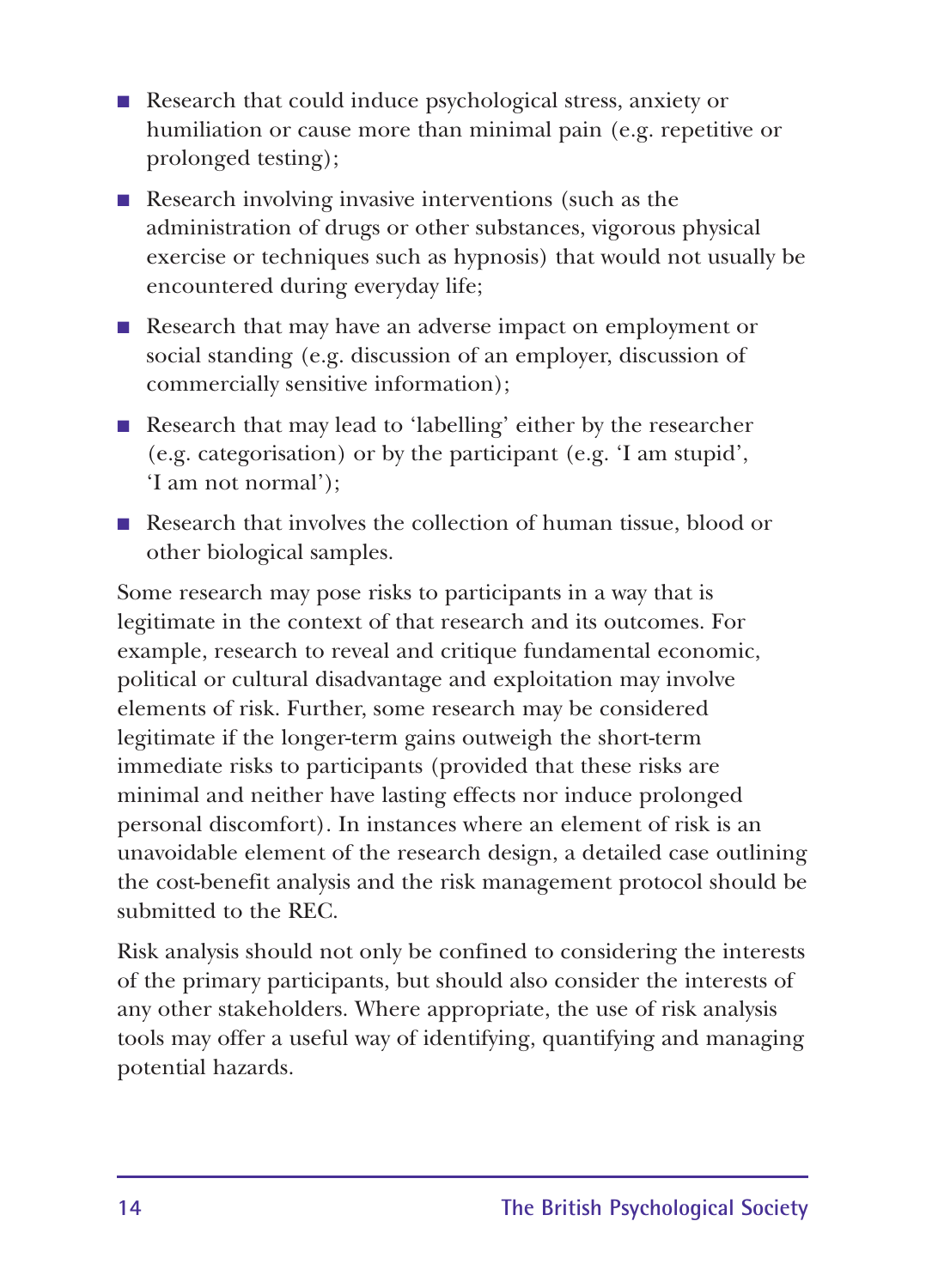- Research that could induce psychological stress, anxiety or humiliation or cause more than minimal pain (e.g. repetitive or prolonged testing);
- Research involving invasive interventions (such as the administration of drugs or other substances, vigorous physical exercise or techniques such as hypnosis) that would not usually be encountered during everyday life;
- Research that may have an adverse impact on employment or social standing (e.g. discussion of an employer, discussion of commercially sensitive information);
- Research that may lead to 'labelling' either by the researcher (e.g. categorisation) or by the participant (e.g. 'I am stupid', 'I am not normal');
- Research that involves the collection of human tissue, blood or other biological samples.

Some research may pose risks to participants in a way that is legitimate in the context of that research and its outcomes. For example, research to reveal and critique fundamental economic, political or cultural disadvantage and exploitation may involve elements of risk. Further, some research may be considered legitimate if the longer-term gains outweigh the short-term immediate risks to participants (provided that these risks are minimal and neither have lasting effects nor induce prolonged personal discomfort). In instances where an element of risk is an unavoidable element of the research design, a detailed case outlining the cost-benefit analysis and the risk management protocol should be submitted to the REC.

Risk analysis should not only be confined to considering the interests of the primary participants, but should also consider the interests of any other stakeholders. Where appropriate, the use of risk analysis tools may offer a useful way of identifying, quantifying and managing potential hazards.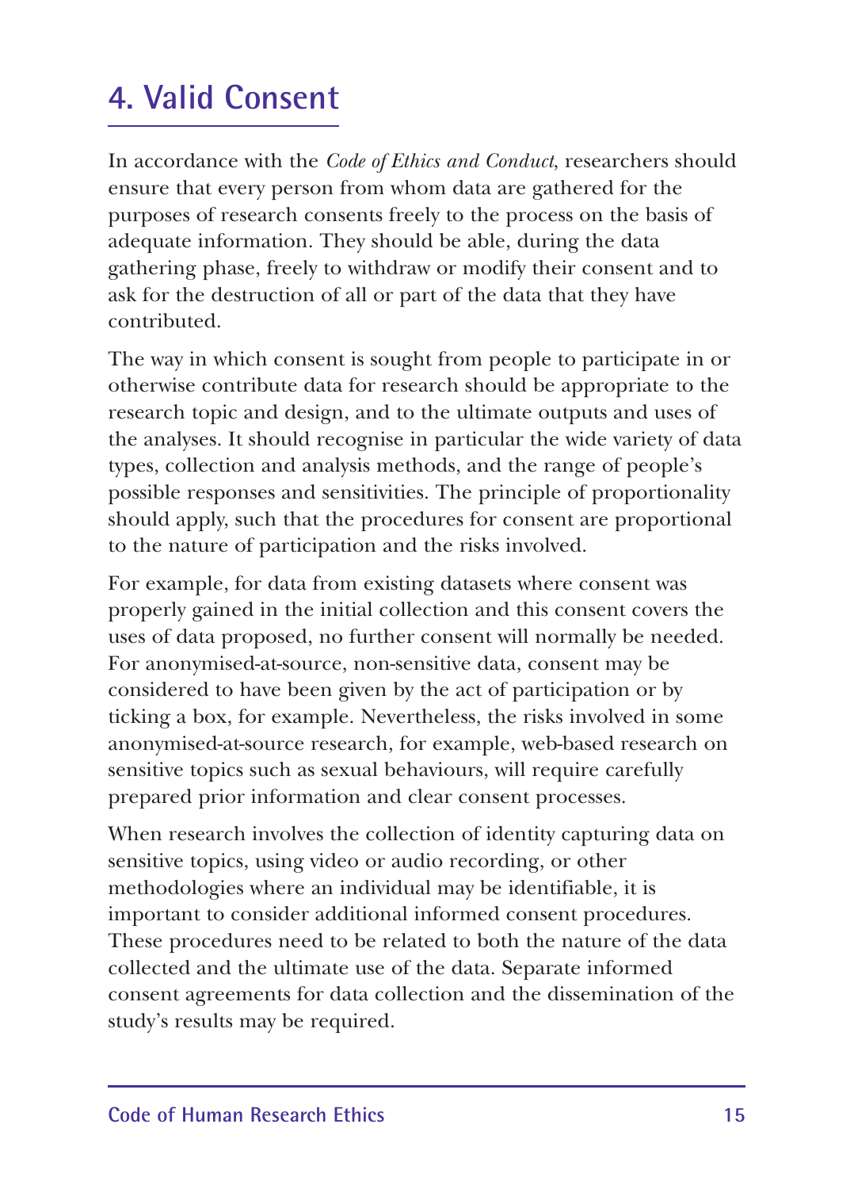# 4. Valid Consent

In accordance with the *Code of Ethics and Conduct*, researchers should ensure that every person from whom data are gathered for the purposes of research consents freely to the process on the basis of adequate information. They should be able, during the data gathering phase, freely to withdraw or modify their consent and to ask for the destruction of all or part of the data that they have contributed.

The way in which consent is sought from people to participate in or otherwise contribute data for research should be appropriate to the research topic and design, and to the ultimate outputs and uses of the analyses. It should recognise in particular the wide variety of data types, collection and analysis methods, and the range of people's possible responses and sensitivities. The principle of proportionality should apply, such that the procedures for consent are proportional to the nature of participation and the risks involved.

For example, for data from existing datasets where consent was properly gained in the initial collection and this consent covers the uses of data proposed, no further consent will normally be needed. For anonymised-at-source, non-sensitive data, consent may be considered to have been given by the act of participation or by ticking a box, for example. Nevertheless, the risks involved in some anonymised-at-source research, for example, web-based research on sensitive topics such as sexual behaviours, will require carefully prepared prior information and clear consent processes.

When research involves the collection of identity capturing data on sensitive topics, using video or audio recording, or other methodologies where an individual may be identifiable, it is important to consider additional informed consent procedures. These procedures need to be related to both the nature of the data collected and the ultimate use of the data. Separate informed consent agreements for data collection and the dissemination of the study's results may be required.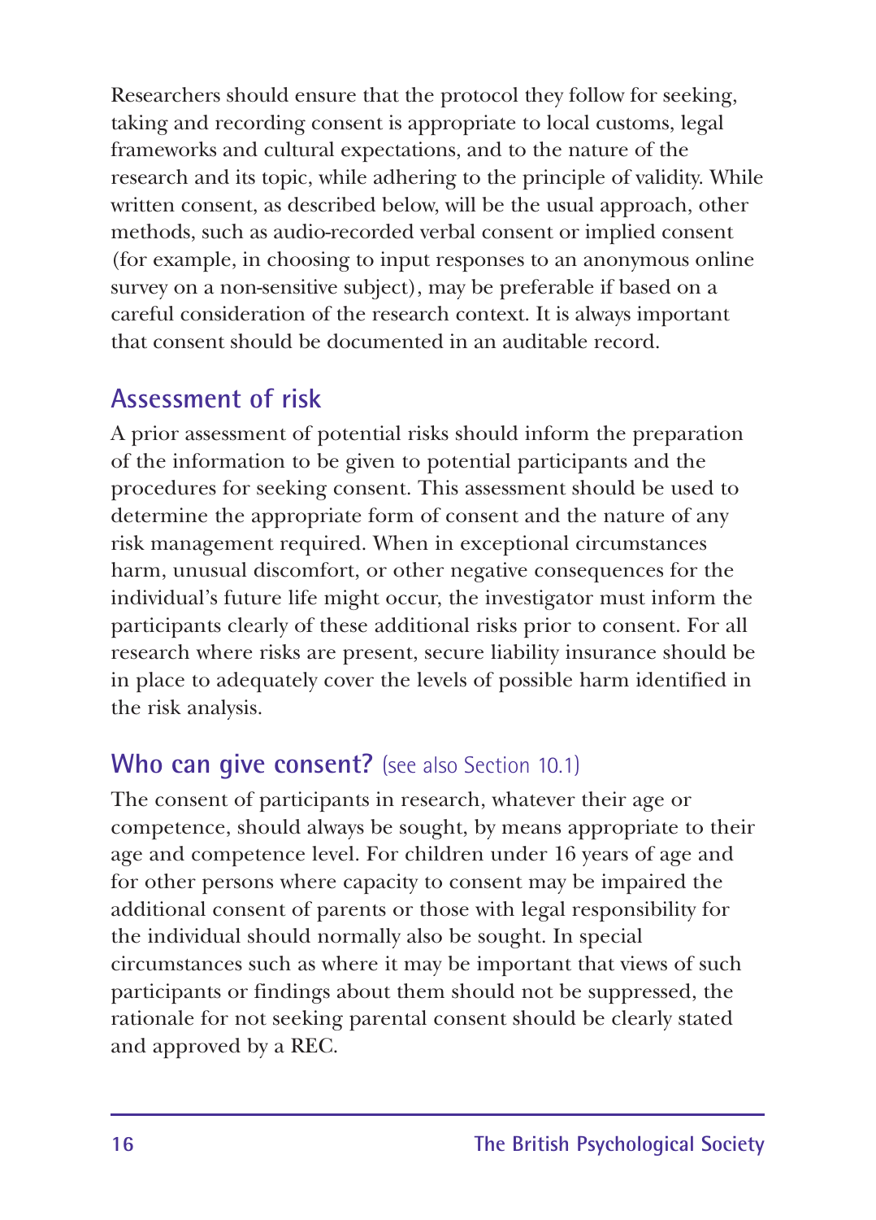Researchers should ensure that the protocol they follow for seeking, taking and recording consent is appropriate to local customs, legal frameworks and cultural expectations, and to the nature of the research and its topic, while adhering to the principle of validity. While written consent, as described below, will be the usual approach, other methods, such as audio-recorded verbal consent or implied consent (for example, in choosing to input responses to an anonymous online survey on a non-sensitive subject), may be preferable if based on a careful consideration of the research context. It is always important that consent should be documented in an auditable record.

## Assessment of risk

A prior assessment of potential risks should inform the preparation of the information to be given to potential participants and the procedures for seeking consent. This assessment should be used to determine the appropriate form of consent and the nature of any risk management required. When in exceptional circumstances harm, unusual discomfort, or other negative consequences for the individual's future life might occur, the investigator must inform the participants clearly of these additional risks prior to consent. For all research where risks are present, secure liability insurance should be in place to adequately cover the levels of possible harm identified in the risk analysis.

## Who can give consent? (see also Section 10.1)

The consent of participants in research, whatever their age or competence, should always be sought, by means appropriate to their age and competence level. For children under 16 years of age and for other persons where capacity to consent may be impaired the additional consent of parents or those with legal responsibility for the individual should normally also be sought. In special circumstances such as where it may be important that views of such participants or findings about them should not be suppressed, the rationale for not seeking parental consent should be clearly stated and approved by a REC.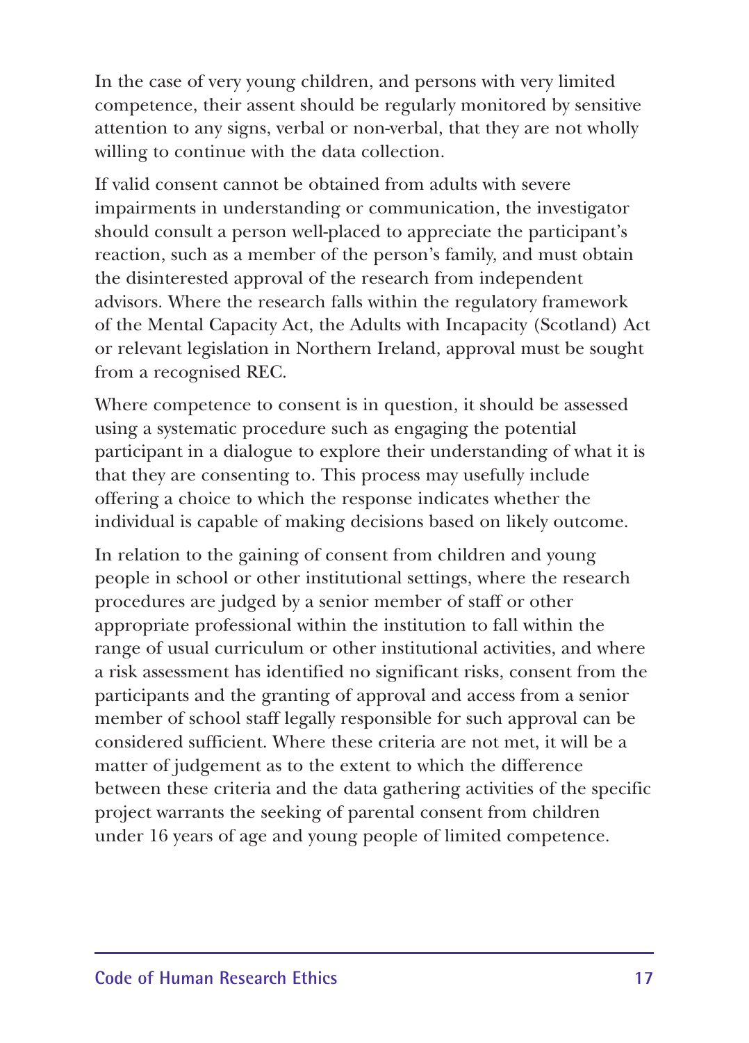In the case of very young children, and persons with very limited competence, their assent should be regularly monitored by sensitive attention to any signs, verbal or non-verbal, that they are not wholly willing to continue with the data collection.

If valid consent cannot be obtained from adults with severe impairments in understanding or communication, the investigator should consult a person well-placed to appreciate the participant's reaction, such as a member of the person's family, and must obtain the disinterested approval of the research from independent advisors. Where the research falls within the regulatory framework of the Mental Capacity Act, the Adults with Incapacity (Scotland) Act or relevant legislation in Northern Ireland, approval must be sought from a recognised REC.

Where competence to consent is in question, it should be assessed using a systematic procedure such as engaging the potential participant in a dialogue to explore their understanding of what it is that they are consenting to. This process may usefully include offering a choice to which the response indicates whether the individual is capable of making decisions based on likely outcome.

In relation to the gaining of consent from children and young people in school or other institutional settings, where the research procedures are judged by a senior member of staff or other appropriate professional within the institution to fall within the range of usual curriculum or other institutional activities, and where a risk assessment has identified no significant risks, consent from the participants and the granting of approval and access from a senior member of school staff legally responsible for such approval can be considered sufficient. Where these criteria are not met, it will be a matter of judgement as to the extent to which the difference between these criteria and the data gathering activities of the specific project warrants the seeking of parental consent from children under 16 years of age and young people of limited competence.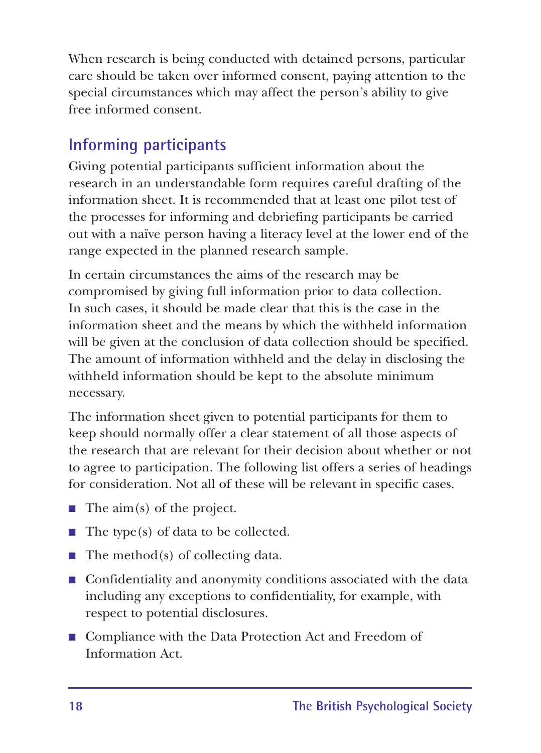When research is being conducted with detained persons, particular care should be taken over informed consent, paying attention to the special circumstances which may affect the person's ability to give free informed consent.

## Informing participants

Giving potential participants sufficient information about the research in an understandable form requires careful drafting of the information sheet. It is recommended that at least one pilot test of the processes for informing and debriefing participants be carried out with a naïve person having a literacy level at the lower end of the range expected in the planned research sample.

In certain circumstances the aims of the research may be compromised by giving full information prior to data collection. In such cases, it should be made clear that this is the case in the information sheet and the means by which the withheld information will be given at the conclusion of data collection should be specified. The amount of information withheld and the delay in disclosing the withheld information should be kept to the absolute minimum necessary.

The information sheet given to potential participants for them to keep should normally offer a clear statement of all those aspects of the research that are relevant for their decision about whether or not to agree to participation. The following list offers a series of headings for consideration. Not all of these will be relevant in specific cases.

- The aim(s) of the project.
- The type(s) of data to be collected.
- The method(s) of collecting data.
- Confidentiality and anonymity conditions associated with the data including any exceptions to confidentiality, for example, with respect to potential disclosures.
- Compliance with the Data Protection Act and Freedom of Information Act.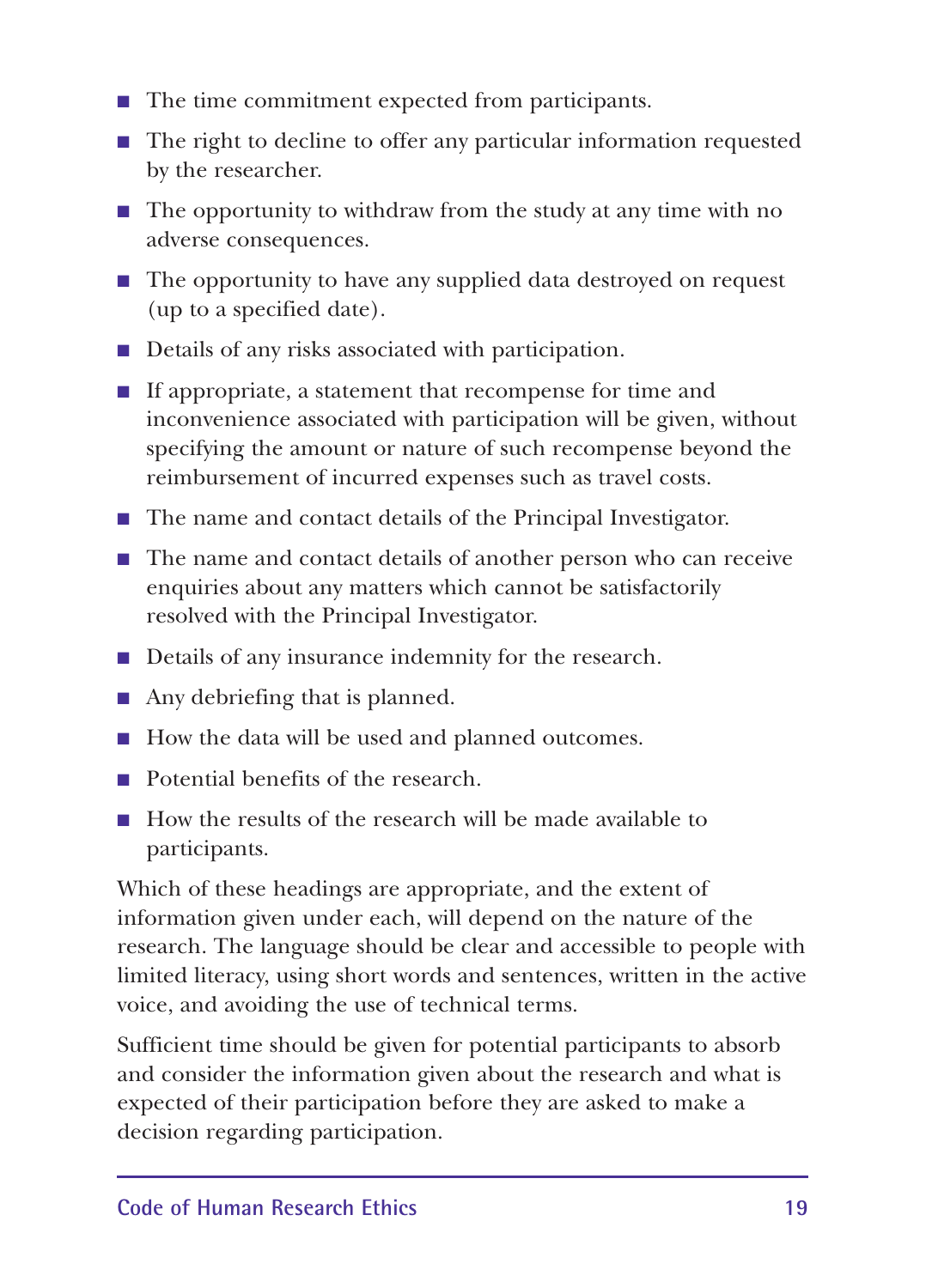- The time commitment expected from participants.
- The right to decline to offer any particular information requested by the researcher.
- The opportunity to withdraw from the study at any time with no adverse consequences.
- The opportunity to have any supplied data destroyed on request (up to a specified date).
- Details of any risks associated with participation.
- If appropriate, a statement that recompense for time and inconvenience associated with participation will be given, without specifying the amount or nature of such recompense beyond the reimbursement of incurred expenses such as travel costs.
- The name and contact details of the Principal Investigator.
- The name and contact details of another person who can receive enquiries about any matters which cannot be satisfactorily resolved with the Principal Investigator.
- Details of any insurance indemnity for the research.
- Any debriefing that is planned.
- How the data will be used and planned outcomes.
- Potential benefits of the research.
- How the results of the research will be made available to participants.

Which of these headings are appropriate, and the extent of information given under each, will depend on the nature of the research. The language should be clear and accessible to people with limited literacy, using short words and sentences, written in the active voice, and avoiding the use of technical terms.

Sufficient time should be given for potential participants to absorb and consider the information given about the research and what is expected of their participation before they are asked to make a decision regarding participation.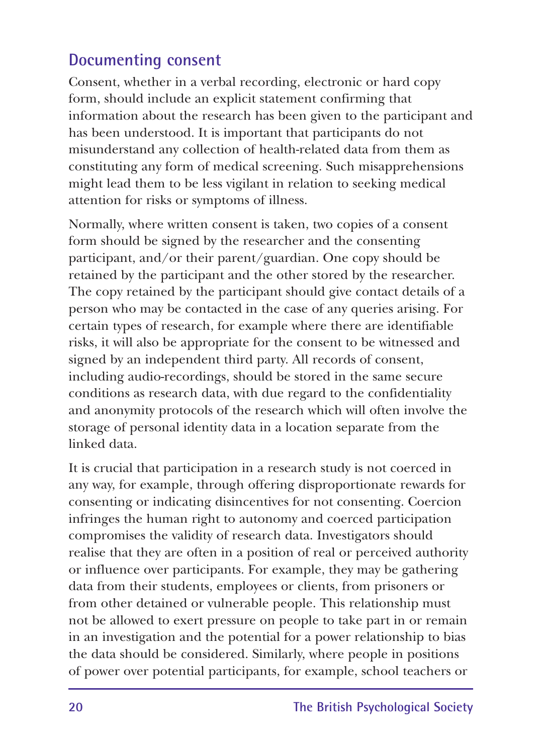## Documenting consent

Consent, whether in a verbal recording, electronic or hard copy form, should include an explicit statement confirming that information about the research has been given to the participant and has been understood. It is important that participants do not misunderstand any collection of health-related data from them as constituting any form of medical screening. Such misapprehensions might lead them to be less vigilant in relation to seeking medical attention for risks or symptoms of illness.

Normally, where written consent is taken, two copies of a consent form should be signed by the researcher and the consenting participant, and/or their parent/guardian. One copy should be retained by the participant and the other stored by the researcher. The copy retained by the participant should give contact details of a person who may be contacted in the case of any queries arising. For certain types of research, for example where there are identifiable risks, it will also be appropriate for the consent to be witnessed and signed by an independent third party. All records of consent, including audio-recordings, should be stored in the same secure conditions as research data, with due regard to the confidentiality and anonymity protocols of the research which will often involve the storage of personal identity data in a location separate from the linked data.

It is crucial that participation in a research study is not coerced in any way, for example, through offering disproportionate rewards for consenting or indicating disincentives for not consenting. Coercion infringes the human right to autonomy and coerced participation compromises the validity of research data. Investigators should realise that they are often in a position of real or perceived authority or influence over participants. For example, they may be gathering data from their students, employees or clients, from prisoners or from other detained or vulnerable people. This relationship must not be allowed to exert pressure on people to take part in or remain in an investigation and the potential for a power relationship to bias the data should be considered. Similarly, where people in positions of power over potential participants, for example, school teachers or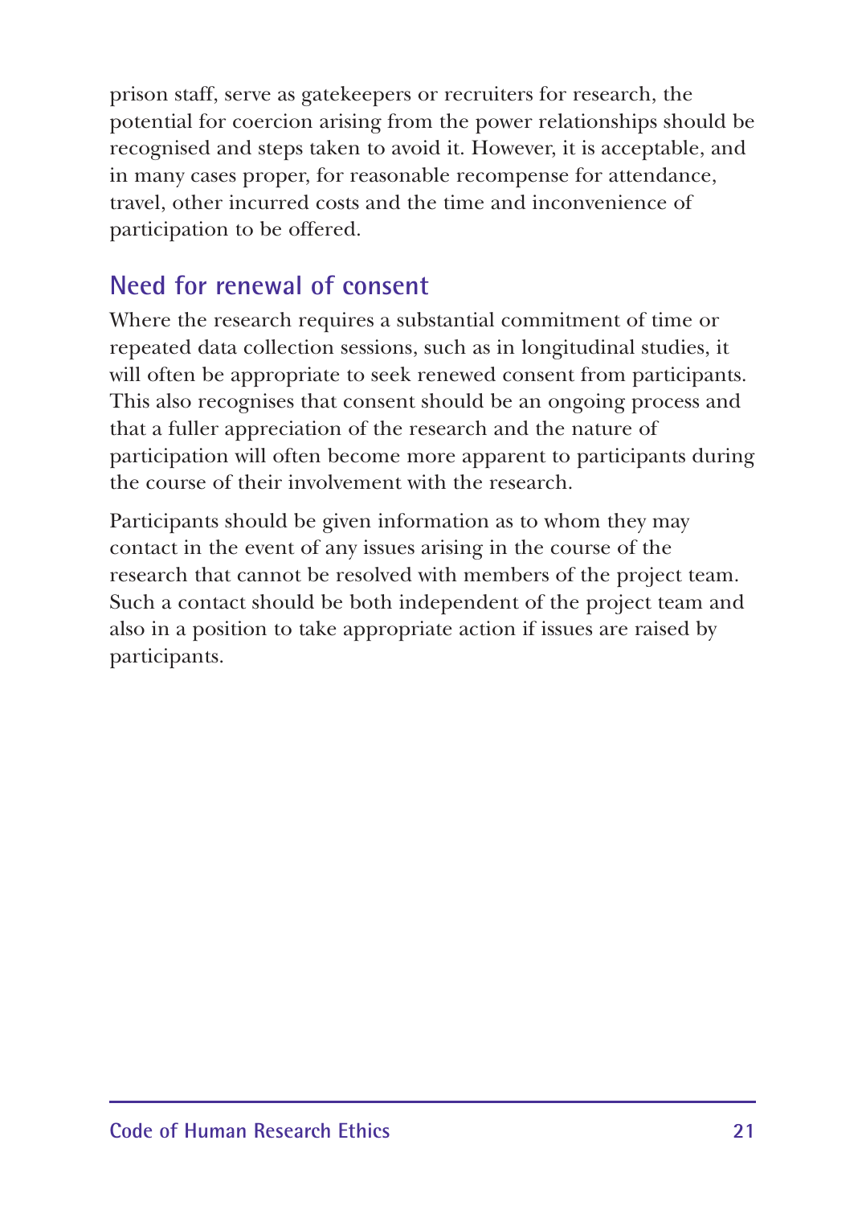prison staff, serve as gatekeepers or recruiters for research, the potential for coercion arising from the power relationships should be recognised and steps taken to avoid it. However, it is acceptable, and in many cases proper, for reasonable recompense for attendance, travel, other incurred costs and the time and inconvenience of participation to be offered.

## Need for renewal of consent

Where the research requires a substantial commitment of time or repeated data collection sessions, such as in longitudinal studies, it will often be appropriate to seek renewed consent from participants. This also recognises that consent should be an ongoing process and that a fuller appreciation of the research and the nature of participation will often become more apparent to participants during the course of their involvement with the research.

Participants should be given information as to whom they may contact in the event of any issues arising in the course of the research that cannot be resolved with members of the project team. Such a contact should be both independent of the project team and also in a position to take appropriate action if issues are raised by participants.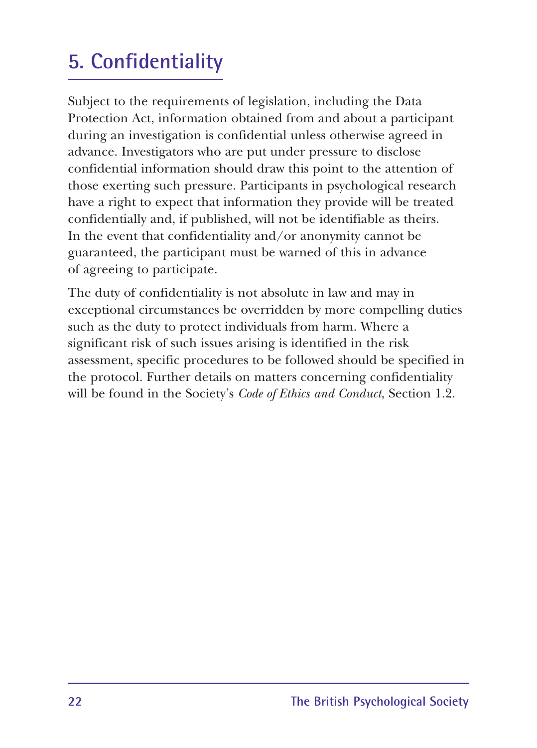## 5. Confidentiality

Subject to the requirements of legislation, including the Data Protection Act, information obtained from and about a participant during an investigation is confidential unless otherwise agreed in advance. Investigators who are put under pressure to disclose confidential information should draw this point to the attention of those exerting such pressure. Participants in psychological research have a right to expect that information they provide will be treated confidentially and, if published, will not be identifiable as theirs. In the event that confidentiality and/or anonymity cannot be guaranteed, the participant must be warned of this in advance of agreeing to participate.

The duty of confidentiality is not absolute in law and may in exceptional circumstances be overridden by more compelling duties such as the duty to protect individuals from harm. Where a significant risk of such issues arising is identified in the risk assessment, specific procedures to be followed should be specified in the protocol. Further details on matters concerning confidentiality will be found in the Society's *Code of Ethics and Conduct*, Section 1.2.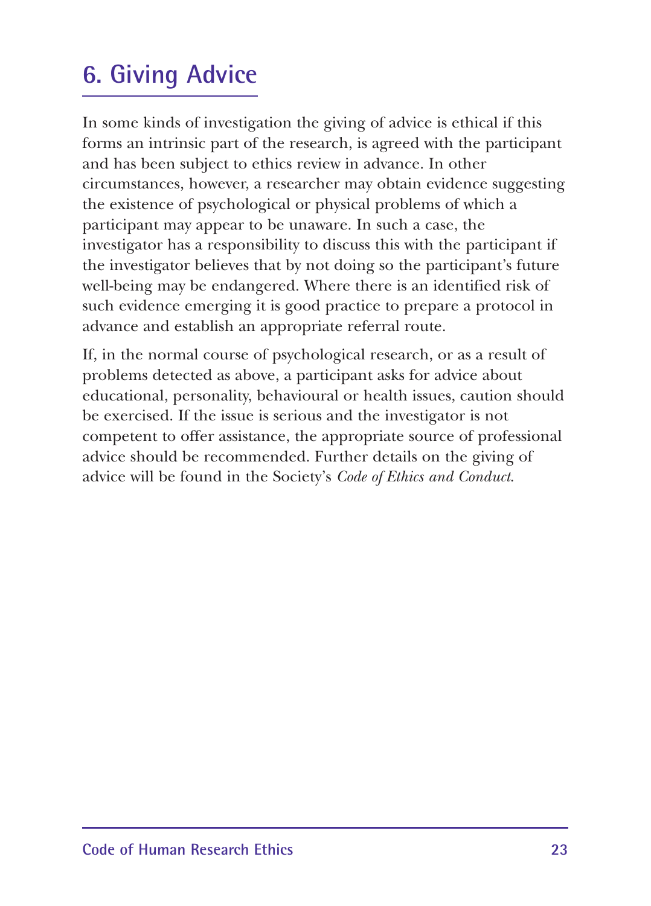## 6. Giving Advice

In some kinds of investigation the giving of advice is ethical if this forms an intrinsic part of the research, is agreed with the participant and has been subject to ethics review in advance. In other circumstances, however, a researcher may obtain evidence suggesting the existence of psychological or physical problems of which a participant may appear to be unaware. In such a case, the investigator has a responsibility to discuss this with the participant if the investigator believes that by not doing so the participant's future well-being may be endangered. Where there is an identified risk of such evidence emerging it is good practice to prepare a protocol in advance and establish an appropriate referral route.

If, in the normal course of psychological research, or as a result of problems detected as above, a participant asks for advice about educational, personality, behavioural or health issues, caution should be exercised. If the issue is serious and the investigator is not competent to offer assistance, the appropriate source of professional advice should be recommended. Further details on the giving of advice will be found in the Society's *Code of Ethics and Conduct*.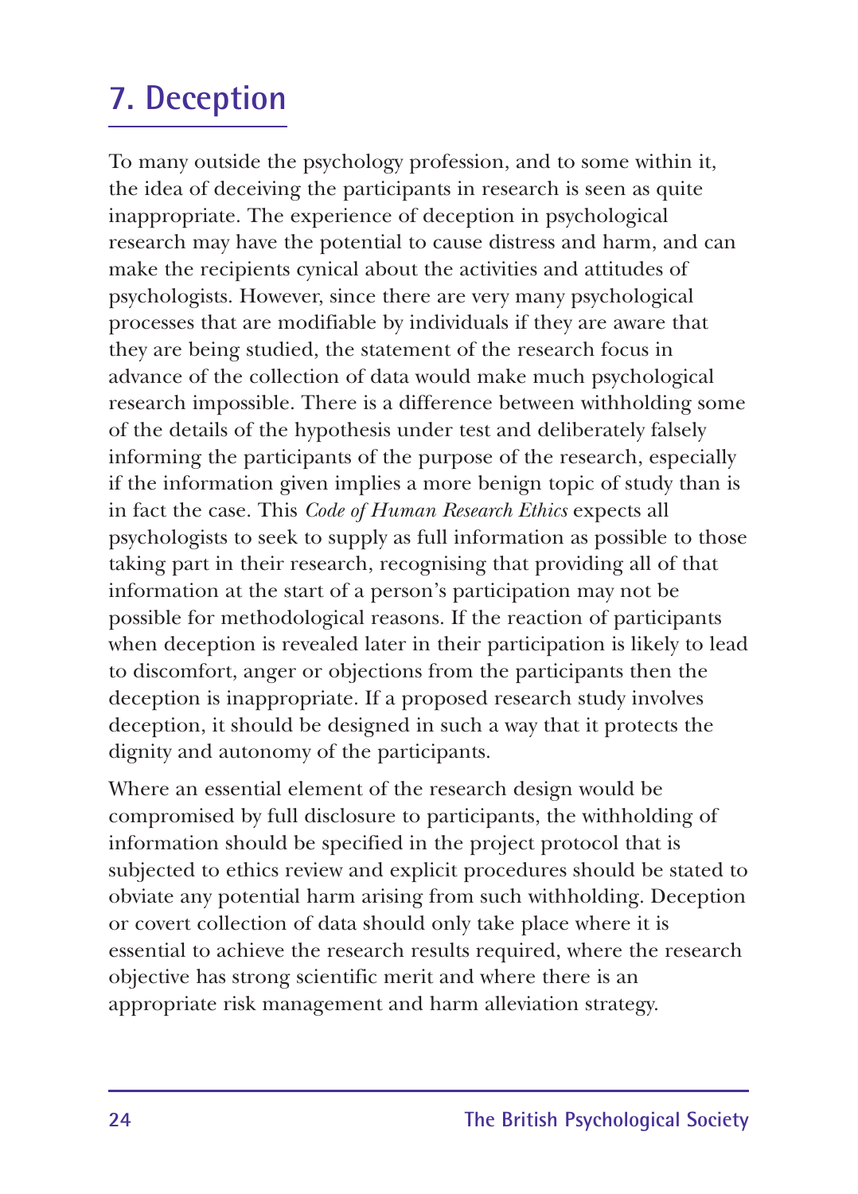## 7. Deception

To many outside the psychology profession, and to some within it, the idea of deceiving the participants in research is seen as quite inappropriate. The experience of deception in psychological research may have the potential to cause distress and harm, and can make the recipients cynical about the activities and attitudes of psychologists. However, since there are very many psychological processes that are modifiable by individuals if they are aware that they are being studied, the statement of the research focus in advance of the collection of data would make much psychological research impossible. There is a difference between withholding some of the details of the hypothesis under test and deliberately falsely informing the participants of the purpose of the research, especially if the information given implies a more benign topic of study than is in fact the case. This *Code of Human Research Ethics* expects all psychologists to seek to supply as full information as possible to those taking part in their research, recognising that providing all of that information at the start of a person's participation may not be possible for methodological reasons. If the reaction of participants when deception is revealed later in their participation is likely to lead to discomfort, anger or objections from the participants then the deception is inappropriate. If a proposed research study involves deception, it should be designed in such a way that it protects the dignity and autonomy of the participants.

Where an essential element of the research design would be compromised by full disclosure to participants, the withholding of information should be specified in the project protocol that is subjected to ethics review and explicit procedures should be stated to obviate any potential harm arising from such withholding. Deception or covert collection of data should only take place where it is essential to achieve the research results required, where the research objective has strong scientific merit and where there is an appropriate risk management and harm alleviation strategy.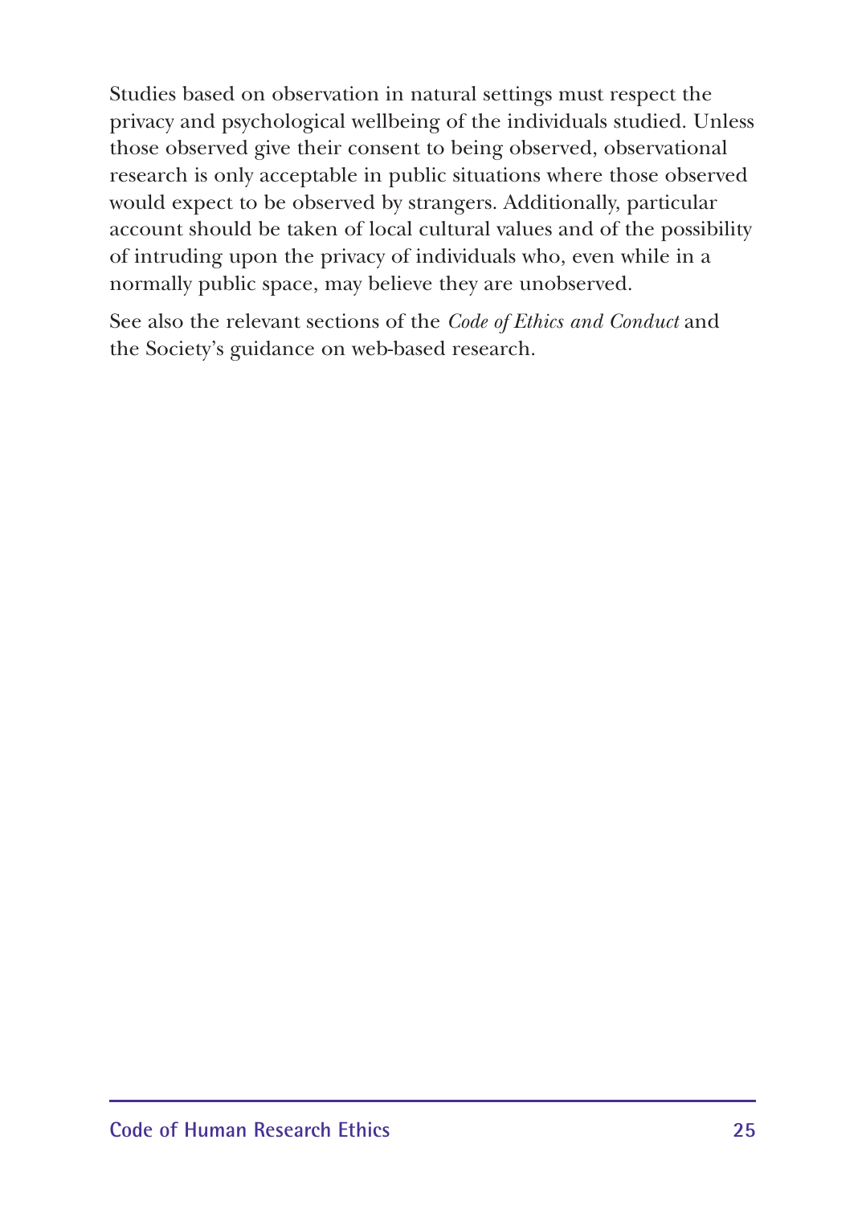Studies based on observation in natural settings must respect the privacy and psychological wellbeing of the individuals studied. Unless those observed give their consent to being observed, observational research is only acceptable in public situations where those observed would expect to be observed by strangers. Additionally, particular account should be taken of local cultural values and of the possibility of intruding upon the privacy of individuals who, even while in a normally public space, may believe they are unobserved.

See also the relevant sections of the *Code of Ethics and Conduct* and the Society's guidance on web-based research.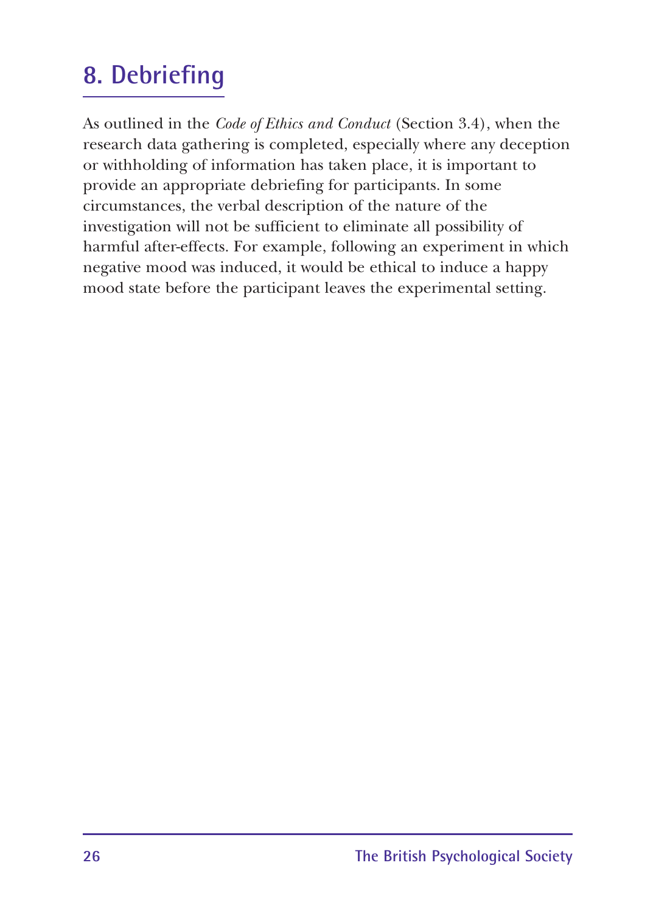## 8. Debriefing

As outlined in the *Code of Ethics and Conduct* (Section 3.4), when the research data gathering is completed, especially where any deception or withholding of information has taken place, it is important to provide an appropriate debriefing for participants. In some circumstances, the verbal description of the nature of the investigation will not be sufficient to eliminate all possibility of harmful after-effects. For example, following an experiment in which negative mood was induced, it would be ethical to induce a happy mood state before the participant leaves the experimental setting.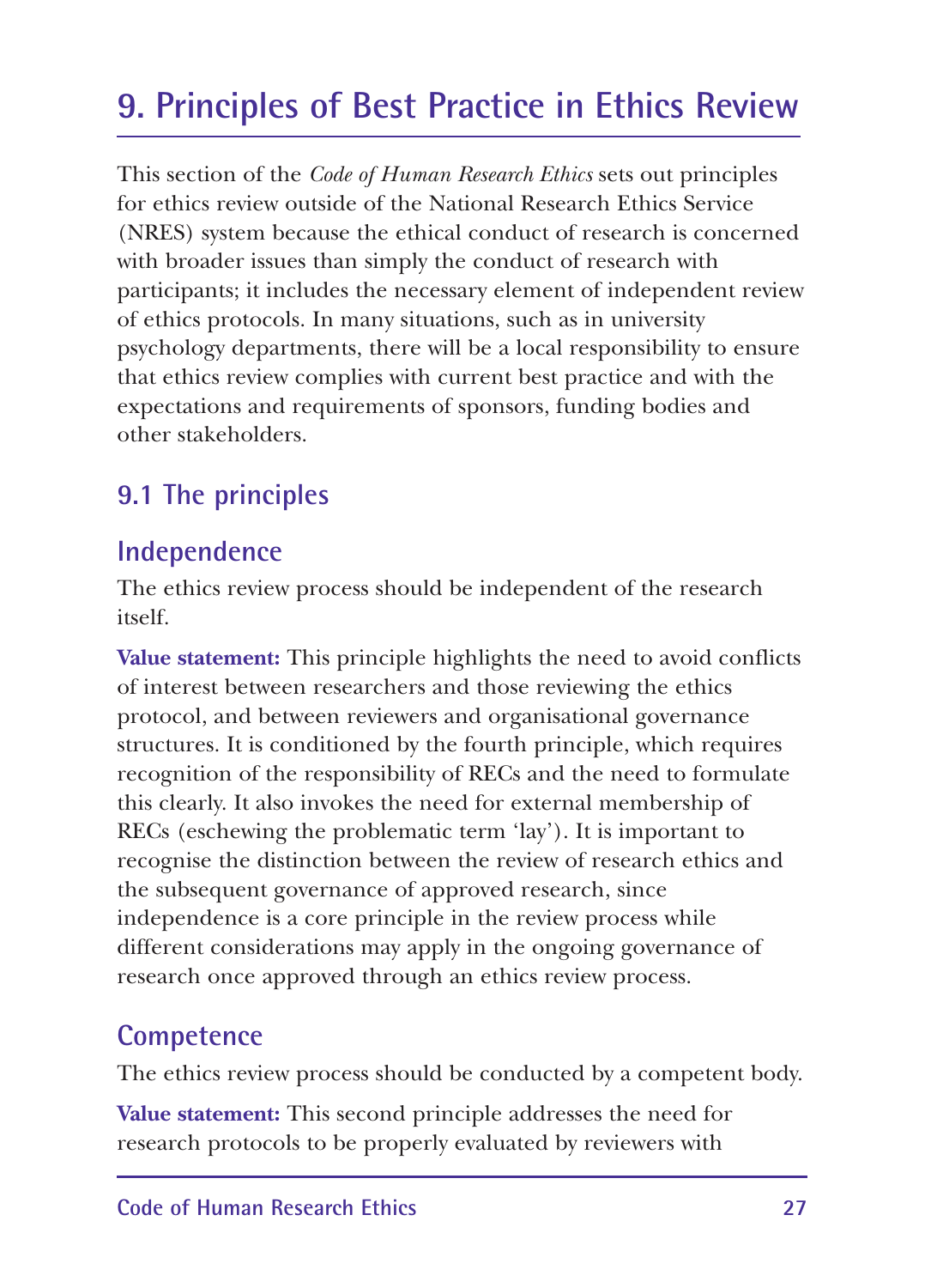# 9. Principles of Best Practice in Ethics Review

This section of the *Code of Human Research Ethics* sets out principles for ethics review outside of the National Research Ethics Service (NRES) system because the ethical conduct of research is concerned with broader issues than simply the conduct of research with participants; it includes the necessary element of independent review of ethics protocols. In many situations, such as in university psychology departments, there will be a local responsibility to ensure that ethics review complies with current best practice and with the expectations and requirements of sponsors, funding bodies and other stakeholders.

## 9.1 The principles

### Independence

The ethics review process should be independent of the research itself.

**Value statement:** This principle highlights the need to avoid conflicts of interest between researchers and those reviewing the ethics protocol, and between reviewers and organisational governance structures. It is conditioned by the fourth principle, which requires recognition of the responsibility of RECs and the need to formulate this clearly. It also invokes the need for external membership of RECs (eschewing the problematic term 'lay'). It is important to recognise the distinction between the review of research ethics and the subsequent governance of approved research, since independence is a core principle in the review process while different considerations may apply in the ongoing governance of research once approved through an ethics review process.

### Competence

The ethics review process should be conducted by a competent body.

**Value statement:** This second principle addresses the need for research protocols to be properly evaluated by reviewers with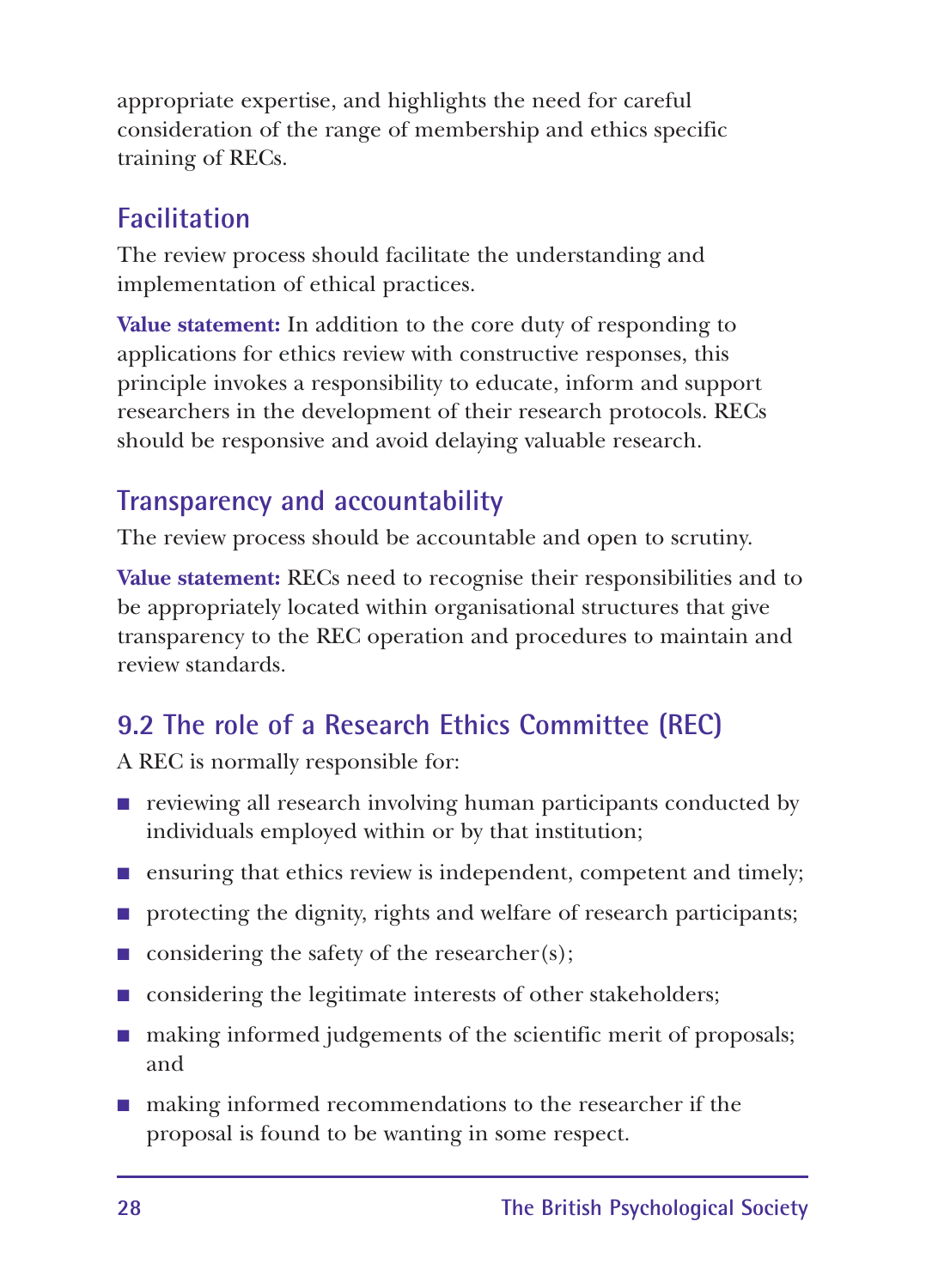appropriate expertise, and highlights the need for careful consideration of the range of membership and ethics specific training of RECs.

### Facilitation

The review process should facilitate the understanding and implementation of ethical practices.

**Value statement:** In addition to the core duty of responding to applications for ethics review with constructive responses, this principle invokes a responsibility to educate, inform and support researchers in the development of their research protocols. RECs should be responsive and avoid delaying valuable research.

### Transparency and accountability

The review process should be accountable and open to scrutiny.

**Value statement:** RECs need to recognise their responsibilities and to be appropriately located within organisational structures that give transparency to the REC operation and procedures to maintain and review standards.

## 9.2 The role of a Research Ethics Committee (REC)

A REC is normally responsible for:

- reviewing all research involving human participants conducted by individuals employed within or by that institution;
- ensuring that ethics review is independent, competent and timely;
- protecting the dignity, rights and welfare of research participants;
- considering the safety of the researcher(s);
- considering the legitimate interests of other stakeholders;
- making informed judgements of the scientific merit of proposals; and
- making informed recommendations to the researcher if the proposal is found to be wanting in some respect.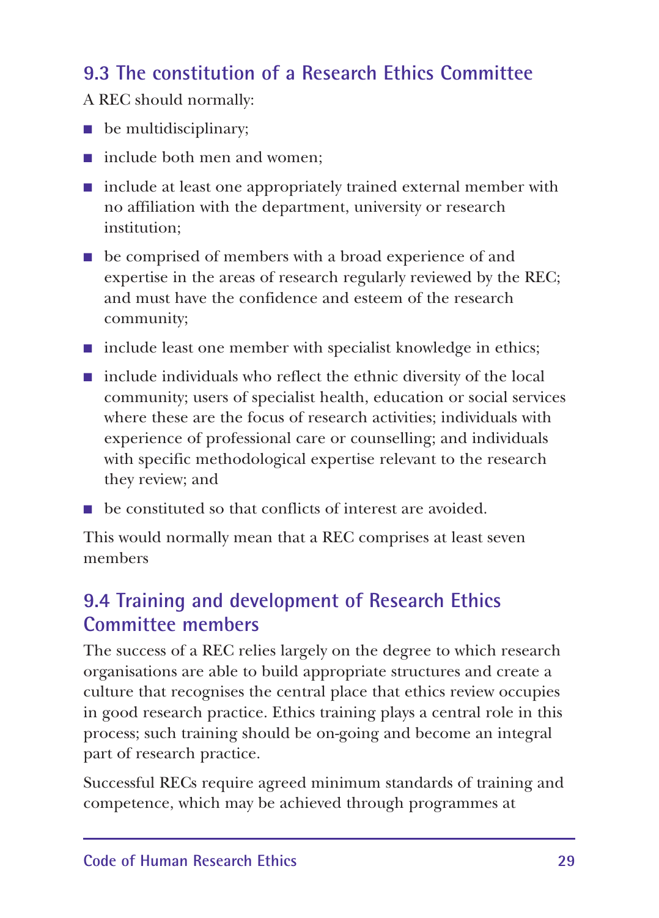## 9.3 The constitution of a Research Ethics Committee

A REC should normally:

- be multidisciplinary;
- include both men and women;
- include at least one appropriately trained external member with no affiliation with the department, university or research institution;
- be comprised of members with a broad experience of and expertise in the areas of research regularly reviewed by the REC; and must have the confidence and esteem of the research community;
- include least one member with specialist knowledge in ethics;
- include individuals who reflect the ethnic diversity of the local community; users of specialist health, education or social services where these are the focus of research activities; individuals with experience of professional care or counselling; and individuals with specific methodological expertise relevant to the research they review; and
- be constituted so that conflicts of interest are avoided.

This would normally mean that a REC comprises at least seven members

## 9.4 Training and development of Research Ethics Committee members

The success of a REC relies largely on the degree to which research organisations are able to build appropriate structures and create a culture that recognises the central place that ethics review occupies in good research practice. Ethics training plays a central role in this process; such training should be on-going and become an integral part of research practice.

Successful RECs require agreed minimum standards of training and competence, which may be achieved through programmes at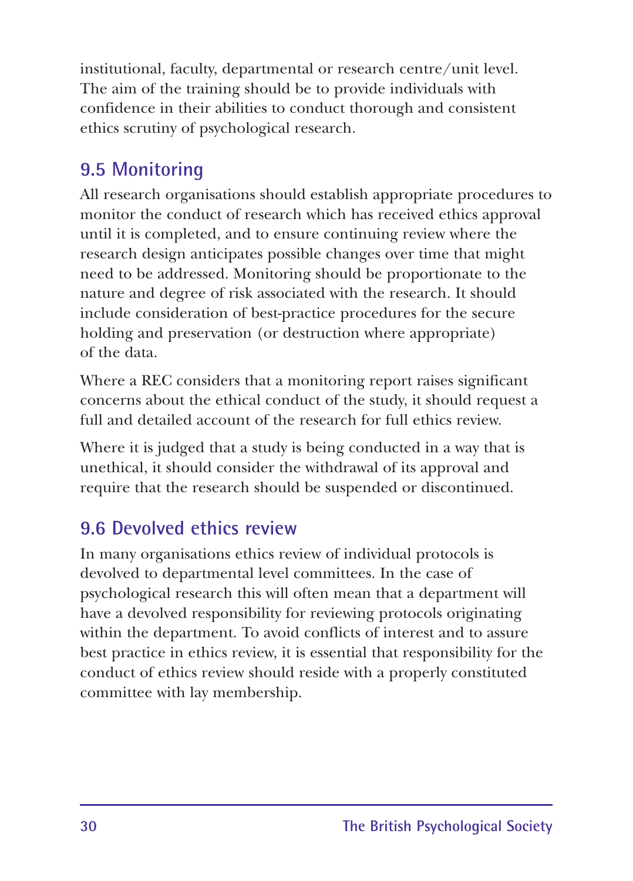institutional, faculty, departmental or research centre/unit level. The aim of the training should be to provide individuals with confidence in their abilities to conduct thorough and consistent ethics scrutiny of psychological research.

## 9.5 Monitoring

All research organisations should establish appropriate procedures to monitor the conduct of research which has received ethics approval until it is completed, and to ensure continuing review where the research design anticipates possible changes over time that might need to be addressed. Monitoring should be proportionate to the nature and degree of risk associated with the research. It should include consideration of best-practice procedures for the secure holding and preservation (or destruction where appropriate) of the data.

Where a REC considers that a monitoring report raises significant concerns about the ethical conduct of the study, it should request a full and detailed account of the research for full ethics review.

Where it is judged that a study is being conducted in a way that is unethical, it should consider the withdrawal of its approval and require that the research should be suspended or discontinued.

## 9.6 Devolved ethics review

In many organisations ethics review of individual protocols is devolved to departmental level committees. In the case of psychological research this will often mean that a department will have a devolved responsibility for reviewing protocols originating within the department. To avoid conflicts of interest and to assure best practice in ethics review, it is essential that responsibility for the conduct of ethics review should reside with a properly constituted committee with lay membership.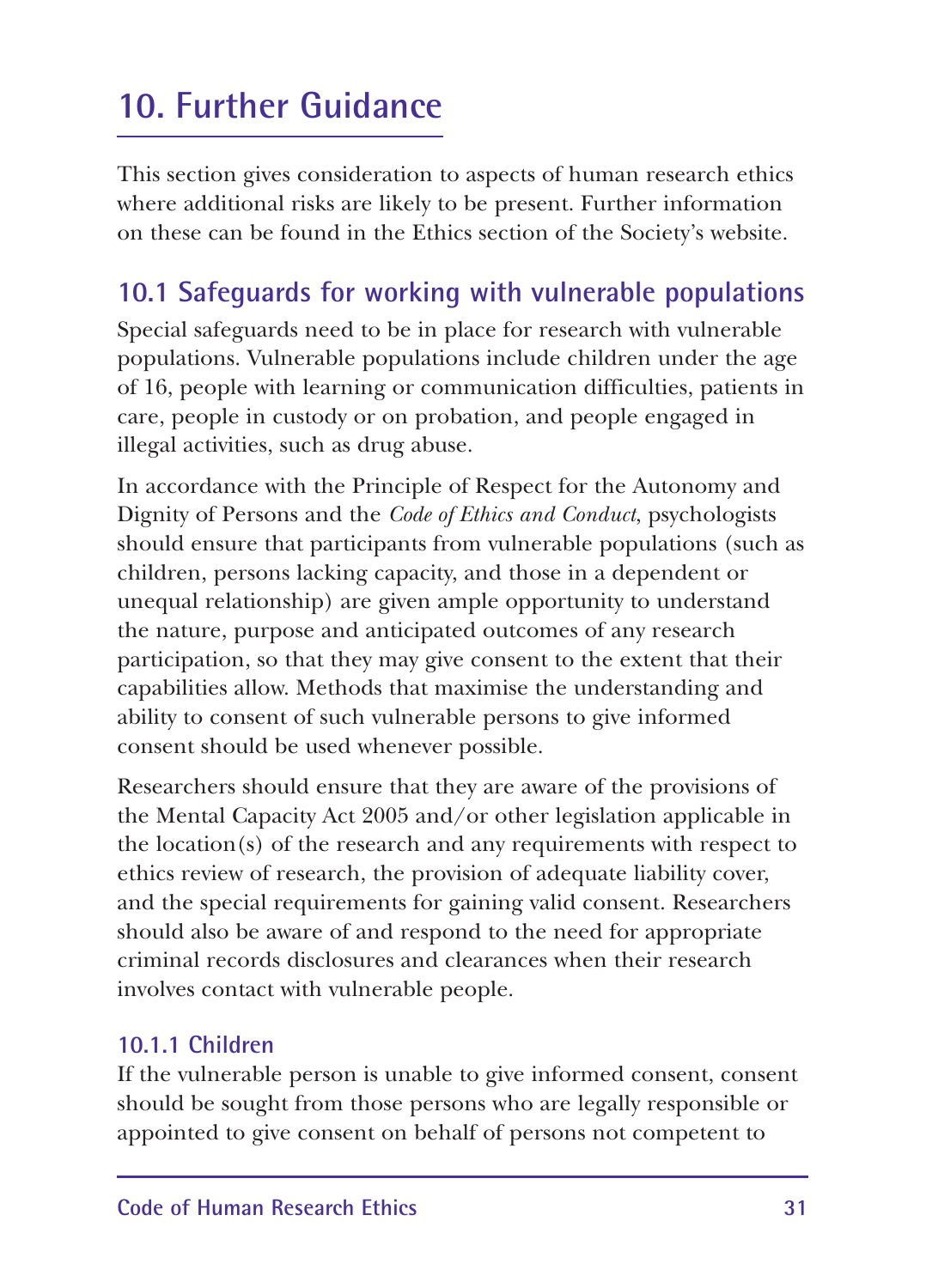# 10. Further Guidance

This section gives consideration to aspects of human research ethics where additional risks are likely to be present. Further information on these can be found in the Ethics section of the Society's website.

## 10.1 Safeguards for working with vulnerable populations

Special safeguards need to be in place for research with vulnerable populations. Vulnerable populations include children under the age of 16, people with learning or communication difficulties, patients in care, people in custody or on probation, and people engaged in illegal activities, such as drug abuse.

In accordance with the Principle of Respect for the Autonomy and Dignity of Persons and the *Code of Ethics and Conduct*, psychologists should ensure that participants from vulnerable populations (such as children, persons lacking capacity, and those in a dependent or unequal relationship) are given ample opportunity to understand the nature, purpose and anticipated outcomes of any research participation, so that they may give consent to the extent that their capabilities allow. Methods that maximise the understanding and ability to consent of such vulnerable persons to give informed consent should be used whenever possible.

Researchers should ensure that they are aware of the provisions of the Mental Capacity Act 2005 and/or other legislation applicable in the location(s) of the research and any requirements with respect to ethics review of research, the provision of adequate liability cover, and the special requirements for gaining valid consent. Researchers should also be aware of and respond to the need for appropriate criminal records disclosures and clearances when their research involves contact with vulnerable people.

### 10.1.1 Children

If the vulnerable person is unable to give informed consent, consent should be sought from those persons who are legally responsible or appointed to give consent on behalf of persons not competent to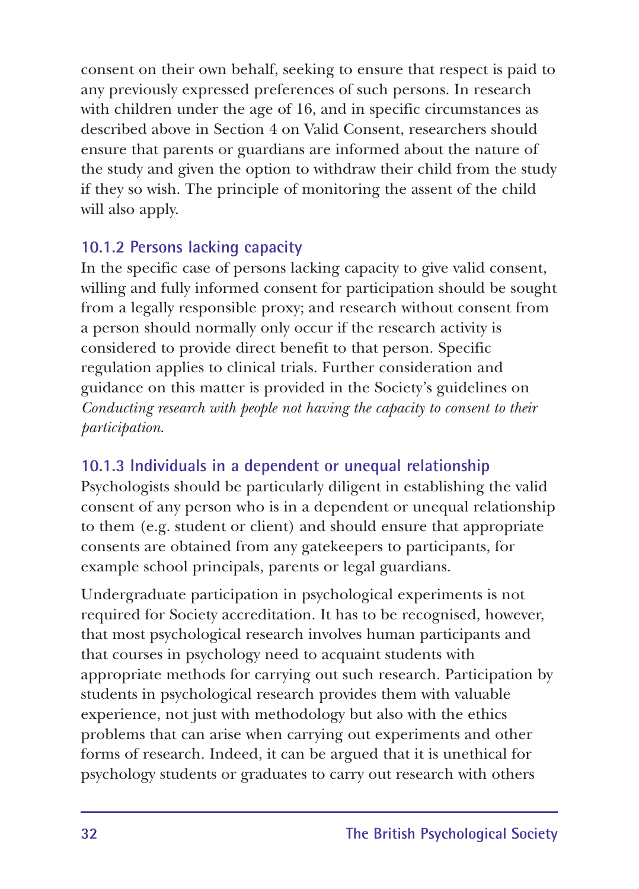consent on their own behalf, seeking to ensure that respect is paid to any previously expressed preferences of such persons. In research with children under the age of 16, and in specific circumstances as described above in Section 4 on Valid Consent, researchers should ensure that parents or guardians are informed about the nature of the study and given the option to withdraw their child from the study if they so wish. The principle of monitoring the assent of the child will also apply.

### 10.1.2 Persons lacking capacity

In the specific case of persons lacking capacity to give valid consent, willing and fully informed consent for participation should be sought from a legally responsible proxy; and research without consent from a person should normally only occur if the research activity is considered to provide direct benefit to that person. Specific regulation applies to clinical trials. Further consideration and guidance on this matter is provided in the Society's guidelines on *Conducting research with people not having the capacity to consent to their participation.*

### 10.1.3 Individuals in a dependent or unequal relationship

Psychologists should be particularly diligent in establishing the valid consent of any person who is in a dependent or unequal relationship to them (e.g. student or client) and should ensure that appropriate consents are obtained from any gatekeepers to participants, for example school principals, parents or legal guardians.

Undergraduate participation in psychological experiments is not required for Society accreditation. It has to be recognised, however, that most psychological research involves human participants and that courses in psychology need to acquaint students with appropriate methods for carrying out such research. Participation by students in psychological research provides them with valuable experience, not just with methodology but also with the ethics problems that can arise when carrying out experiments and other forms of research. Indeed, it can be argued that it is unethical for psychology students or graduates to carry out research with others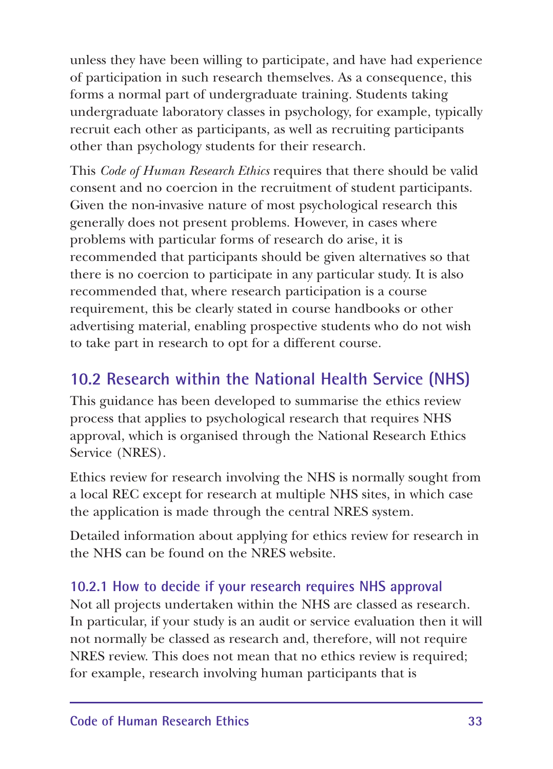unless they have been willing to participate, and have had experience of participation in such research themselves. As a consequence, this forms a normal part of undergraduate training. Students taking undergraduate laboratory classes in psychology, for example, typically recruit each other as participants, as well as recruiting participants other than psychology students for their research.

This *Code of Human Research Ethics* requires that there should be valid consent and no coercion in the recruitment of student participants. Given the non-invasive nature of most psychological research this generally does not present problems. However, in cases where problems with particular forms of research do arise, it is recommended that participants should be given alternatives so that there is no coercion to participate in any particular study. It is also recommended that, where research participation is a course requirement, this be clearly stated in course handbooks or other advertising material, enabling prospective students who do not wish to take part in research to opt for a different course.

## 10.2 Research within the National Health Service (NHS)

This guidance has been developed to summarise the ethics review process that applies to psychological research that requires NHS approval, which is organised through the National Research Ethics Service (NRES).

Ethics review for research involving the NHS is normally sought from a local REC except for research at multiple NHS sites, in which case the application is made through the central NRES system.

Detailed information about applying for ethics review for research in the NHS can be found on the NRES website.

### 10.2.1 How to decide if your research requires NHS approval

Not all projects undertaken within the NHS are classed as research. In particular, if your study is an audit or service evaluation then it will not normally be classed as research and, therefore, will not require NRES review. This does not mean that no ethics review is required; for example, research involving human participants that is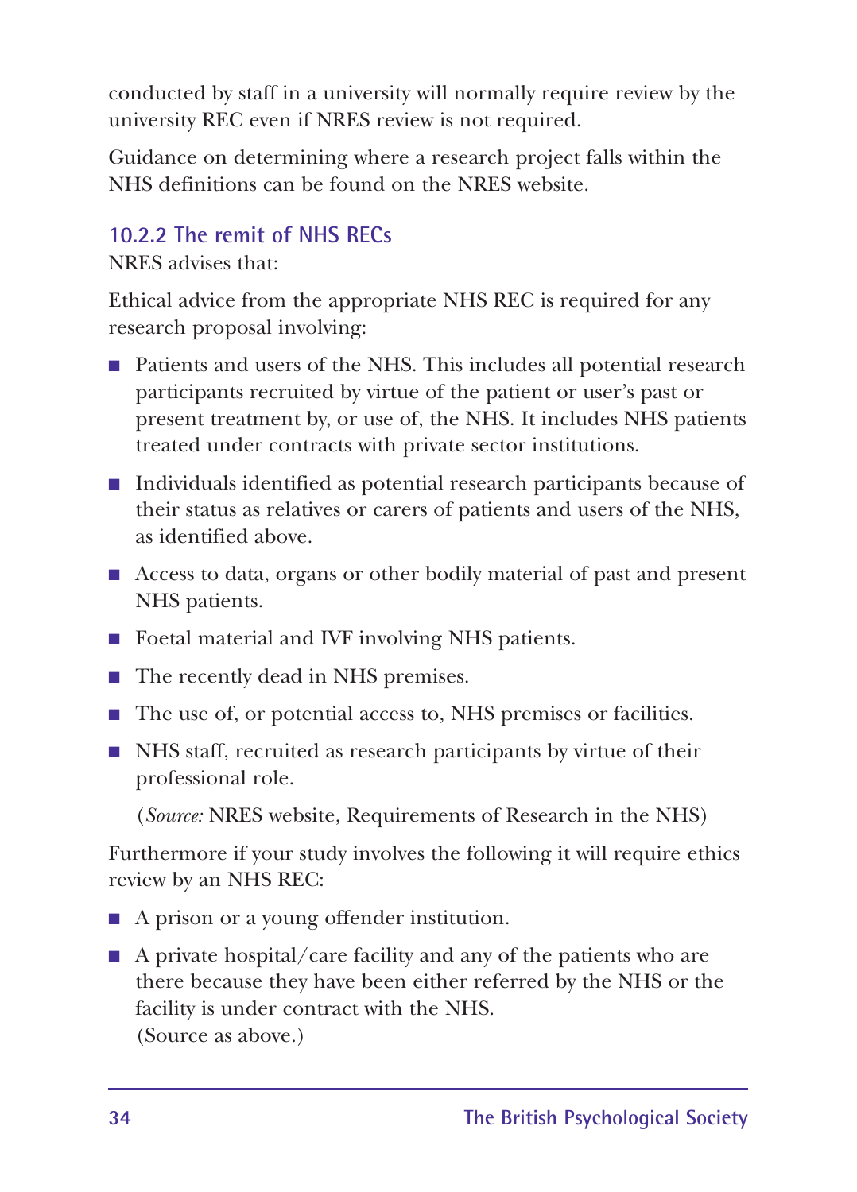conducted by staff in a university will normally require review by the university REC even if NRES review is not required.

Guidance on determining where a research project falls within the NHS definitions can be found on the NRES website.

### 10.2.2 The remit of NHS RECs

NRES advises that:

Ethical advice from the appropriate NHS REC is required for any research proposal involving:

- Patients and users of the NHS. This includes all potential research participants recruited by virtue of the patient or user's past or present treatment by, or use of, the NHS. It includes NHS patients treated under contracts with private sector institutions.
- Individuals identified as potential research participants because of their status as relatives or carers of patients and users of the NHS, as identified above.
- Access to data, organs or other bodily material of past and present NHS patients.
- Foetal material and IVF involving NHS patients.
- The recently dead in NHS premises.
- The use of, or potential access to, NHS premises or facilities.
- NHS staff, recruited as research participants by virtue of their professional role.

(*Source:* NRES website, Requirements of Research in the NHS)

Furthermore if your study involves the following it will require ethics review by an NHS REC:

- A prison or a young offender institution.
- A private hospital/care facility and any of the patients who are there because they have been either referred by the NHS or the facility is under contract with the NHS.
  (Source as above.)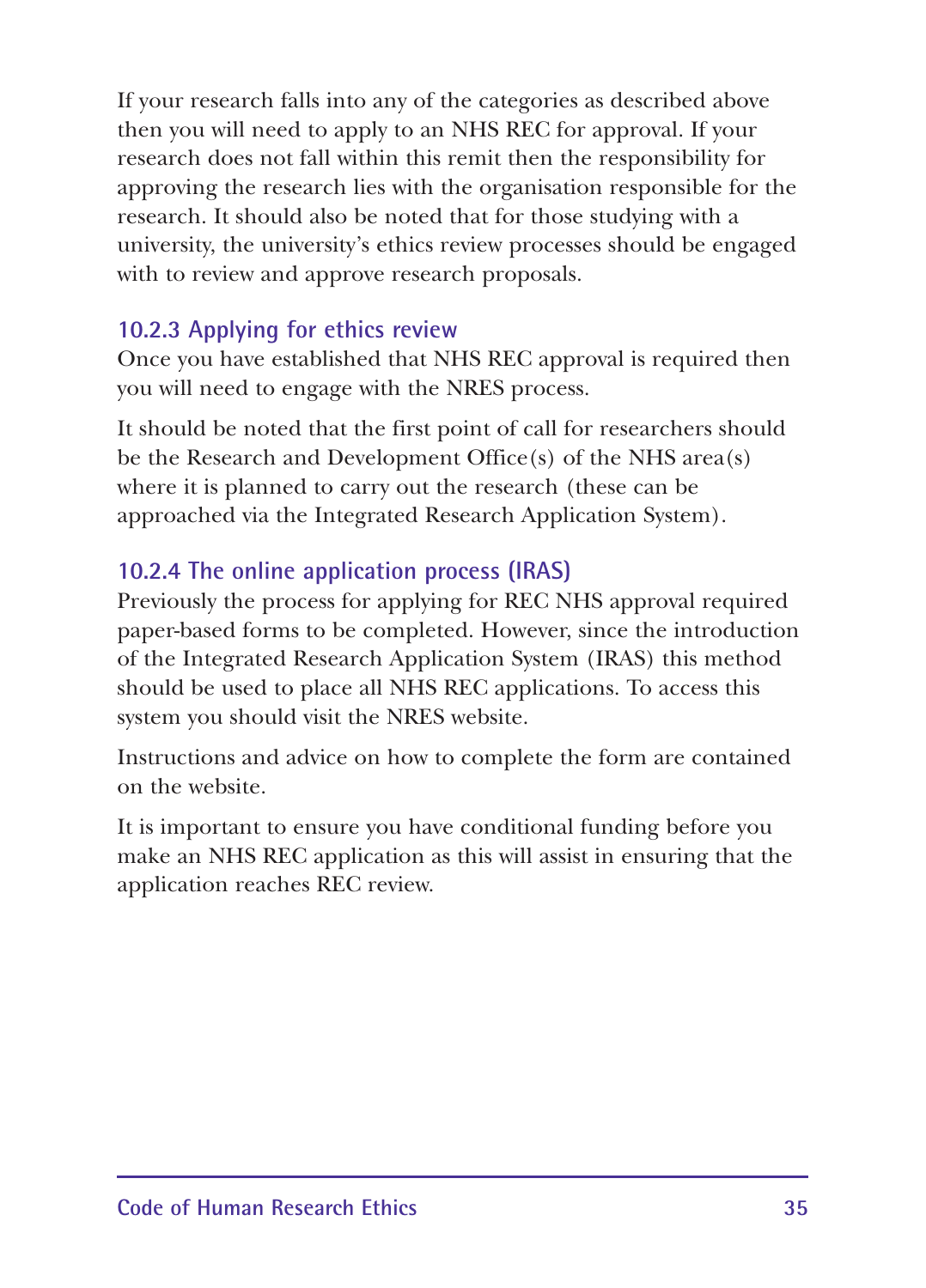If your research falls into any of the categories as described above then you will need to apply to an NHS REC for approval. If your research does not fall within this remit then the responsibility for approving the research lies with the organisation responsible for the research. It should also be noted that for those studying with a university, the university's ethics review processes should be engaged with to review and approve research proposals.

### 10.2.3 Applying for ethics review

Once you have established that NHS REC approval is required then you will need to engage with the NRES process.

It should be noted that the first point of call for researchers should be the Research and Development Office(s) of the NHS area(s) where it is planned to carry out the research (these can be approached via the Integrated Research Application System).

### 10.2.4 The online application process (IRAS)

Previously the process for applying for REC NHS approval required paper-based forms to be completed. However, since the introduction of the Integrated Research Application System (IRAS) this method should be used to place all NHS REC applications. To access this system you should visit the NRES website.

Instructions and advice on how to complete the form are contained on the website.

It is important to ensure you have conditional funding before you make an NHS REC application as this will assist in ensuring that the application reaches REC review.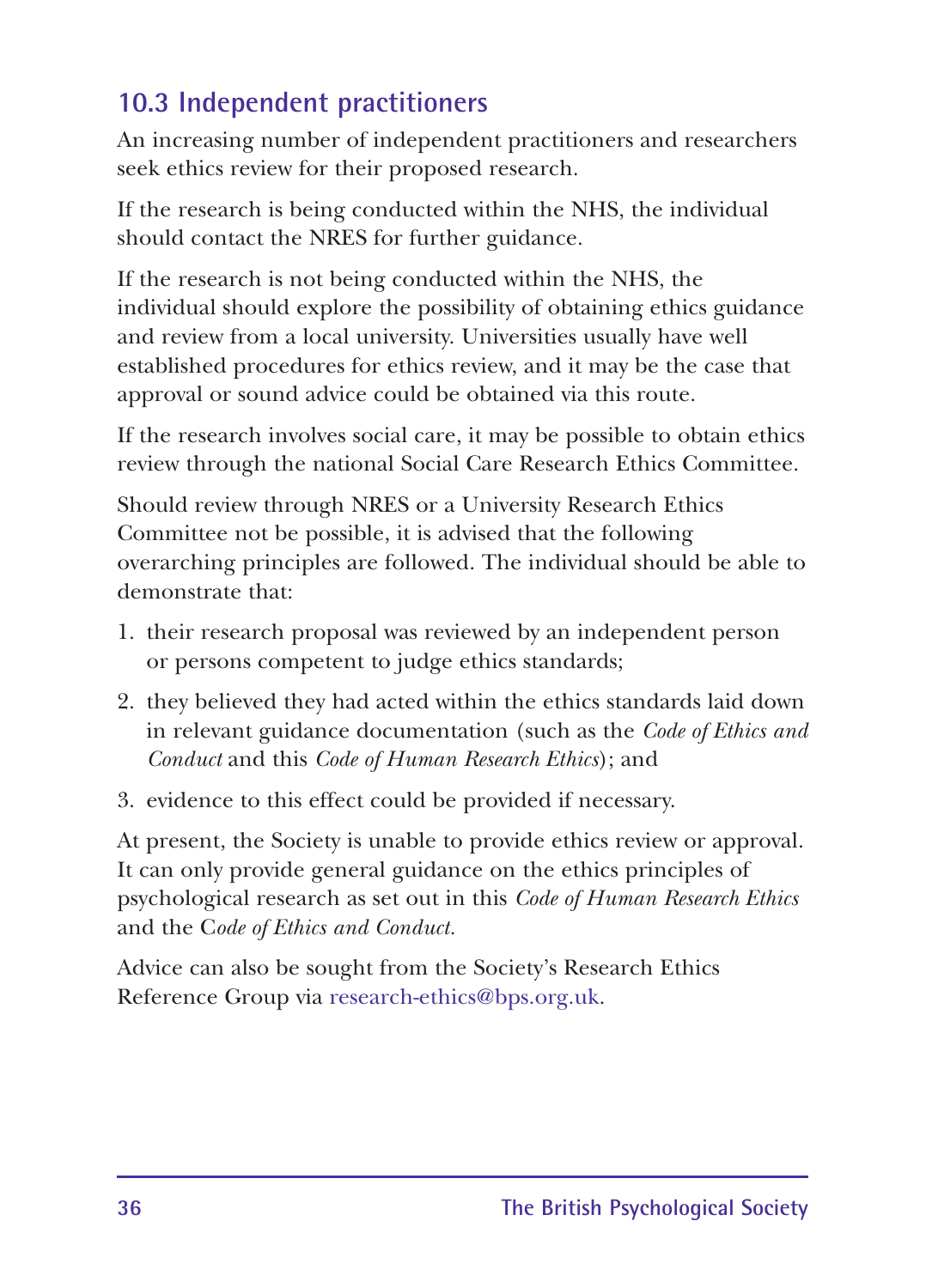## 10.3 Independent practitioners

An increasing number of independent practitioners and researchers seek ethics review for their proposed research.

If the research is being conducted within the NHS, the individual should contact the NRES for further guidance.

If the research is not being conducted within the NHS, the individual should explore the possibility of obtaining ethics guidance and review from a local university. Universities usually have well established procedures for ethics review, and it may be the case that approval or sound advice could be obtained via this route.

If the research involves social care, it may be possible to obtain ethics review through the national Social Care Research Ethics Committee.

Should review through NRES or a University Research Ethics Committee not be possible, it is advised that the following overarching principles are followed. The individual should be able to demonstrate that:

1. their research proposal was reviewed by an independent person or persons competent to judge ethics standards;
2. they believed they had acted within the ethics standards laid down in relevant guidance documentation (such as the *Code of Ethics and Conduct* and this *Code of Human Research Ethics*); and
3. evidence to this effect could be provided if necessary.

At present, the Society is unable to provide ethics review or approval. It can only provide general guidance on the ethics principles of psychological research as set out in this *Code of Human Research Ethics* and the *Code of Ethics and Conduct.*

Advice can also be sought from the Society's Research Ethics Reference Group via research-ethics@bps.org.uk.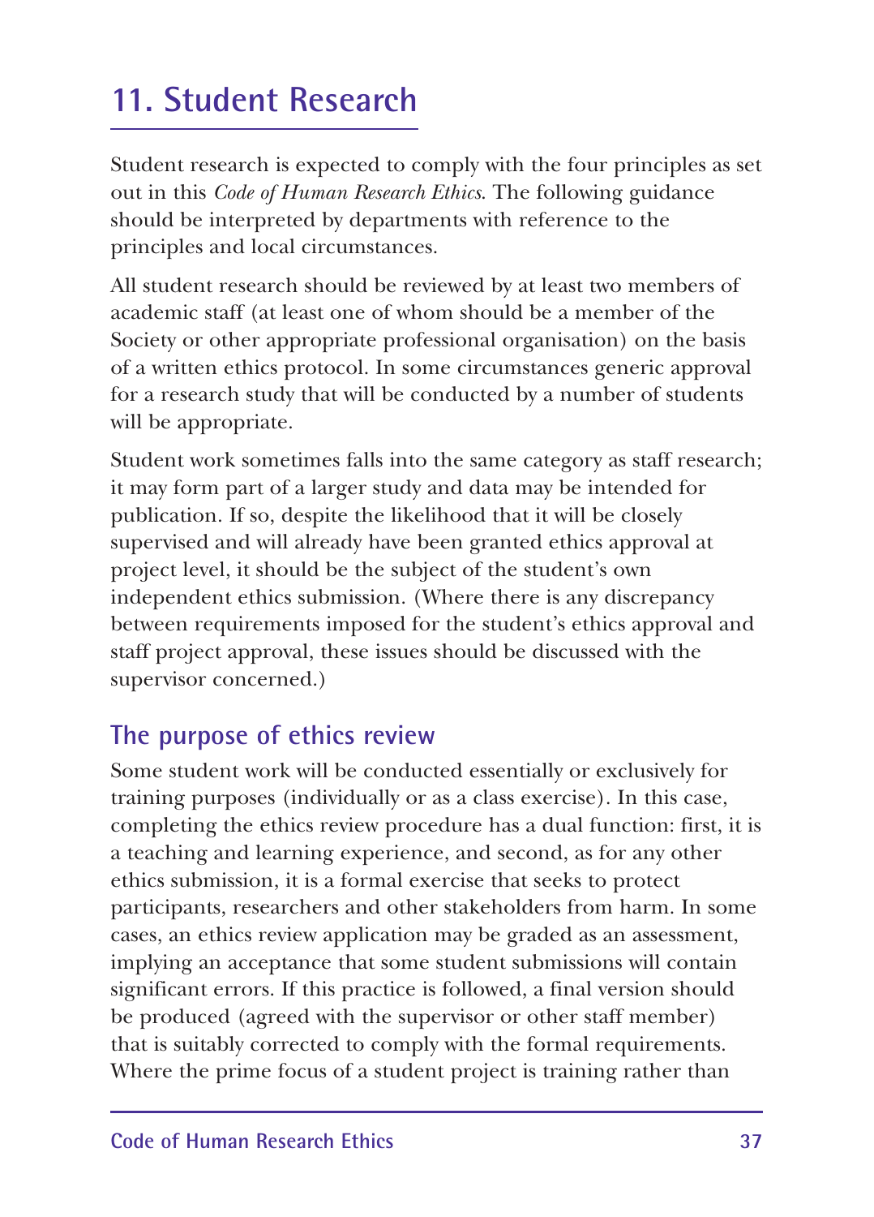## 11. Student Research

Student research is expected to comply with the four principles as set out in this *Code of Human Research Ethics*. The following guidance should be interpreted by departments with reference to the principles and local circumstances.

All student research should be reviewed by at least two members of academic staff (at least one of whom should be a member of the Society or other appropriate professional organisation) on the basis of a written ethics protocol. In some circumstances generic approval for a research study that will be conducted by a number of students will be appropriate.

Student work sometimes falls into the same category as staff research; it may form part of a larger study and data may be intended for publication. If so, despite the likelihood that it will be closely supervised and will already have been granted ethics approval at project level, it should be the subject of the student's own independent ethics submission. (Where there is any discrepancy between requirements imposed for the student's ethics approval and staff project approval, these issues should be discussed with the supervisor concerned.)

### The purpose of ethics review

Some student work will be conducted essentially or exclusively for training purposes (individually or as a class exercise). In this case, completing the ethics review procedure has a dual function: first, it is a teaching and learning experience, and second, as for any other ethics submission, it is a formal exercise that seeks to protect participants, researchers and other stakeholders from harm. In some cases, an ethics review application may be graded as an assessment, implying an acceptance that some student submissions will contain significant errors. If this practice is followed, a final version should be produced (agreed with the supervisor or other staff member) that is suitably corrected to comply with the formal requirements. Where the prime focus of a student project is training rather than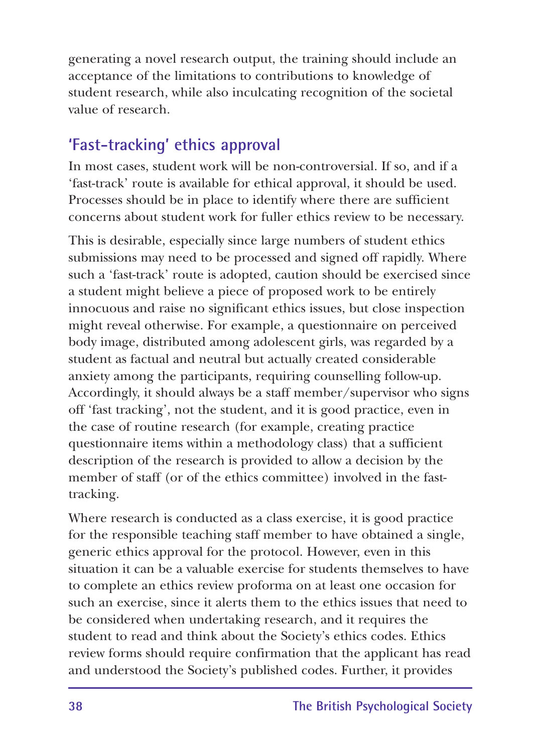generating a novel research output, the training should include an acceptance of the limitations to contributions to knowledge of student research, while also inculcating recognition of the societal value of research.

## 'Fast-tracking' ethics approval

In most cases, student work will be non-controversial. If so, and if a 'fast-track' route is available for ethical approval, it should be used. Processes should be in place to identify where there are sufficient concerns about student work for fuller ethics review to be necessary.

This is desirable, especially since large numbers of student ethics submissions may need to be processed and signed off rapidly. Where such a 'fast-track' route is adopted, caution should be exercised since a student might believe a piece of proposed work to be entirely innocuous and raise no significant ethics issues, but close inspection might reveal otherwise. For example, a questionnaire on perceived body image, distributed among adolescent girls, was regarded by a student as factual and neutral but actually created considerable anxiety among the participants, requiring counselling follow-up. Accordingly, it should always be a staff member/supervisor who signs off 'fast tracking', not the student, and it is good practice, even in the case of routine research (for example, creating practice questionnaire items within a methodology class) that a sufficient description of the research is provided to allow a decision by the member of staff (or of the ethics committee) involved in the fast-tracking.

Where research is conducted as a class exercise, it is good practice for the responsible teaching staff member to have obtained a single, generic ethics approval for the protocol. However, even in this situation it can be a valuable exercise for students themselves to have to complete an ethics review proforma on at least one occasion for such an exercise, since it alerts them to the ethics issues that need to be considered when undertaking research, and it requires the student to read and think about the Society's ethics codes. Ethics review forms should require confirmation that the applicant has read and understood the Society's published codes. Further, it provides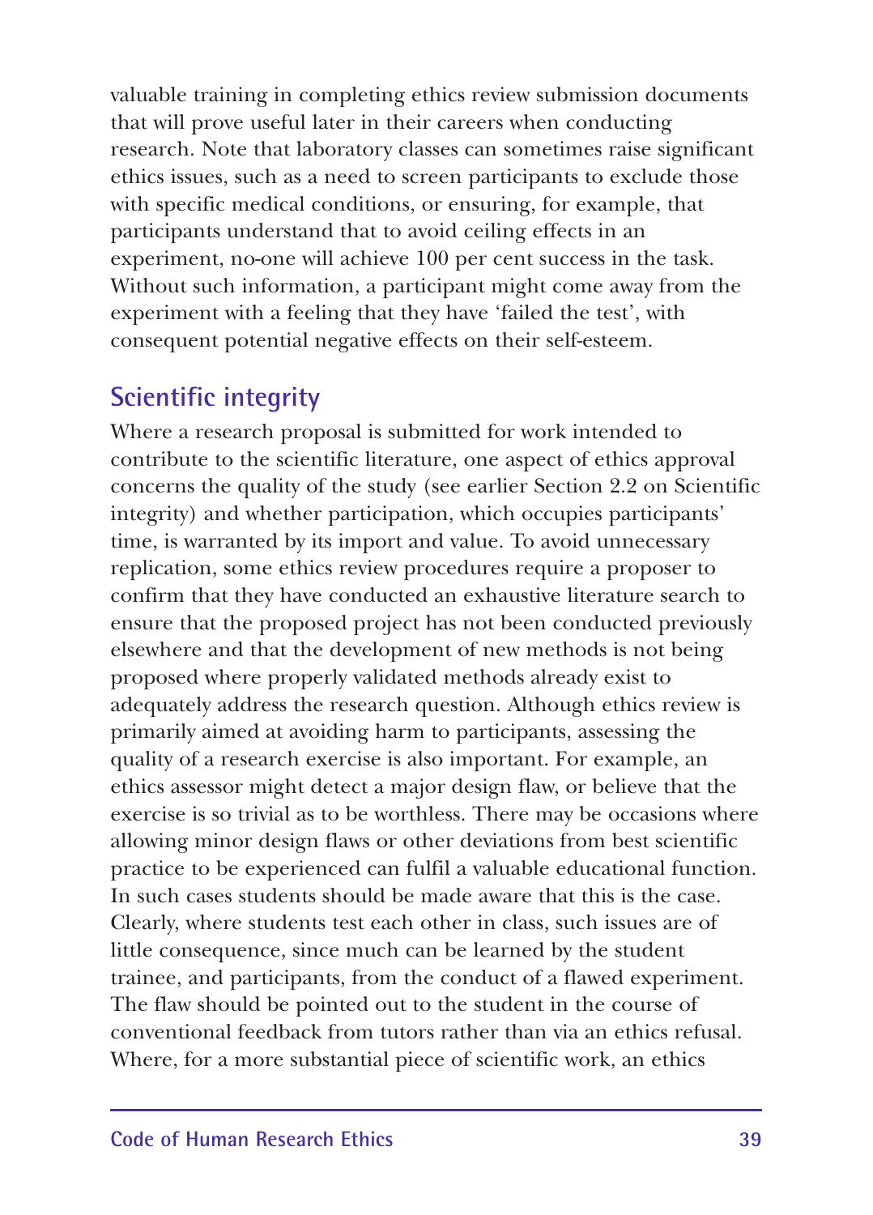valuable training in completing ethics review submission documents that will prove useful later in their careers when conducting research. Note that laboratory classes can sometimes raise significant ethics issues, such as a need to screen participants to exclude those with specific medical conditions, or ensuring, for example, that participants understand that to avoid ceiling effects in an experiment, no-one will achieve 100 per cent success in the task. Without such information, a participant might come away from the experiment with a feeling that they have 'failed the test', with consequent potential negative effects on their self-esteem.

## Scientific integrity

Where a research proposal is submitted for work intended to contribute to the scientific literature, one aspect of ethics approval concerns the quality of the study (see earlier Section 2.2 on Scientific integrity) and whether participation, which occupies participants' time, is warranted by its import and value. To avoid unnecessary replication, some ethics review procedures require a proposer to confirm that they have conducted an exhaustive literature search to ensure that the proposed project has not been conducted previously elsewhere and that the development of new methods is not being proposed where properly validated methods already exist to adequately address the research question. Although ethics review is primarily aimed at avoiding harm to participants, assessing the quality of a research exercise is also important. For example, an ethics assessor might detect a major design flaw, or believe that the exercise is so trivial as to be worthless. There may be occasions where allowing minor design flaws or other deviations from best scientific practice to be experienced can fulfil a valuable educational function. In such cases students should be made aware that this is the case. Clearly, where students test each other in class, such issues are of little consequence, since much can be learned by the student trainee, and participants, from the conduct of a flawed experiment. The flaw should be pointed out to the student in the course of conventional feedback from tutors rather than via an ethics refusal. Where, for a more substantial piece of scientific work, an ethics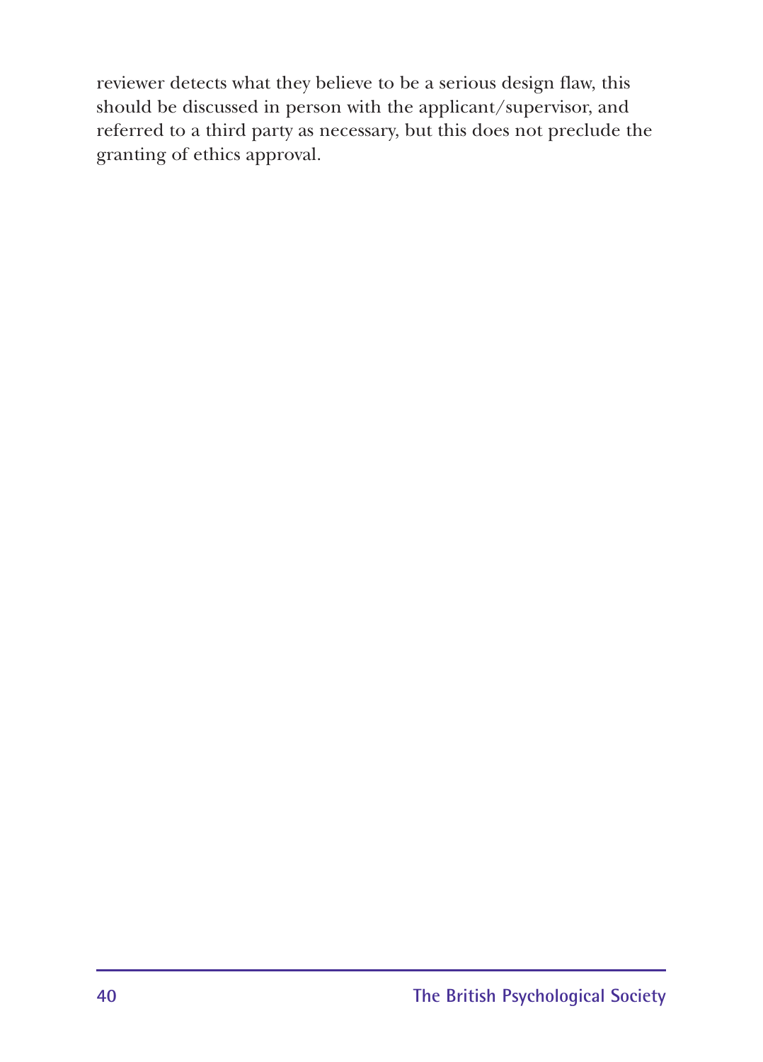reviewer detects what they believe to be a serious design flaw, this should be discussed in person with the applicant/supervisor, and referred to a third party as necessary, but this does not preclude the granting of ethics approval.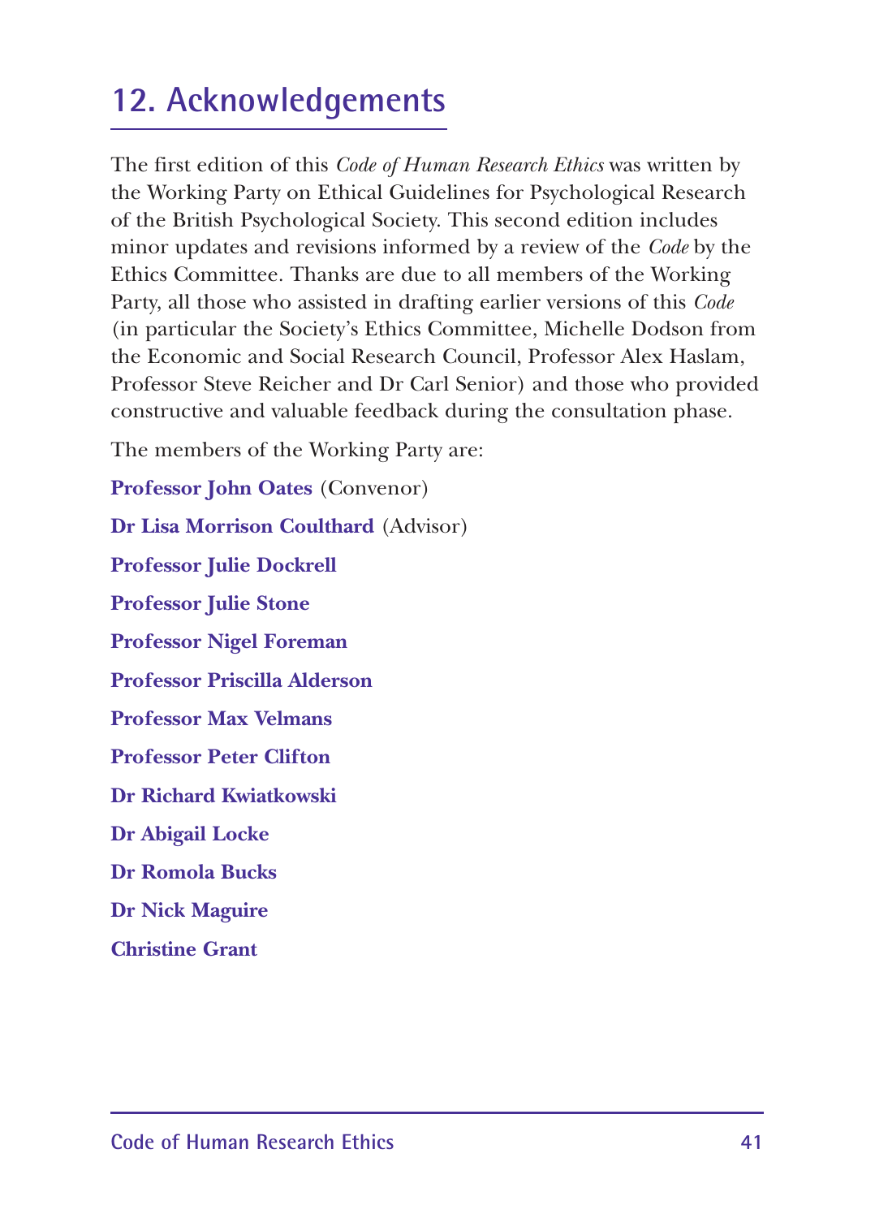## 12. Acknowledgements

The first edition of this *Code of Human Research Ethics* was written by the Working Party on Ethical Guidelines for Psychological Research of the British Psychological Society. This second edition includes minor updates and revisions informed by a review of the *Code* by the Ethics Committee. Thanks are due to all members of the Working Party, all those who assisted in drafting earlier versions of this *Code* (in particular the Society's Ethics Committee, Michelle Dodson from the Economic and Social Research Council, Professor Alex Haslam, Professor Steve Reicher and Dr Carl Senior) and those who provided constructive and valuable feedback during the consultation phase.

The members of the Working Party are:

**Professor John Oates** (Convenor)

**Dr Lisa Morrison Coulthard** (Advisor)

**Professor Julie Dockrell**

**Professor Julie Stone**

**Professor Nigel Foreman**

**Professor Priscilla Alderson**

**Professor Max Velmans**

**Professor Peter Clifton**

**Dr Richard Kwiatkowski**

**Dr Abigail Locke**

**Dr Romola Bucks**

**Dr Nick Maguire**

**Christine Grant**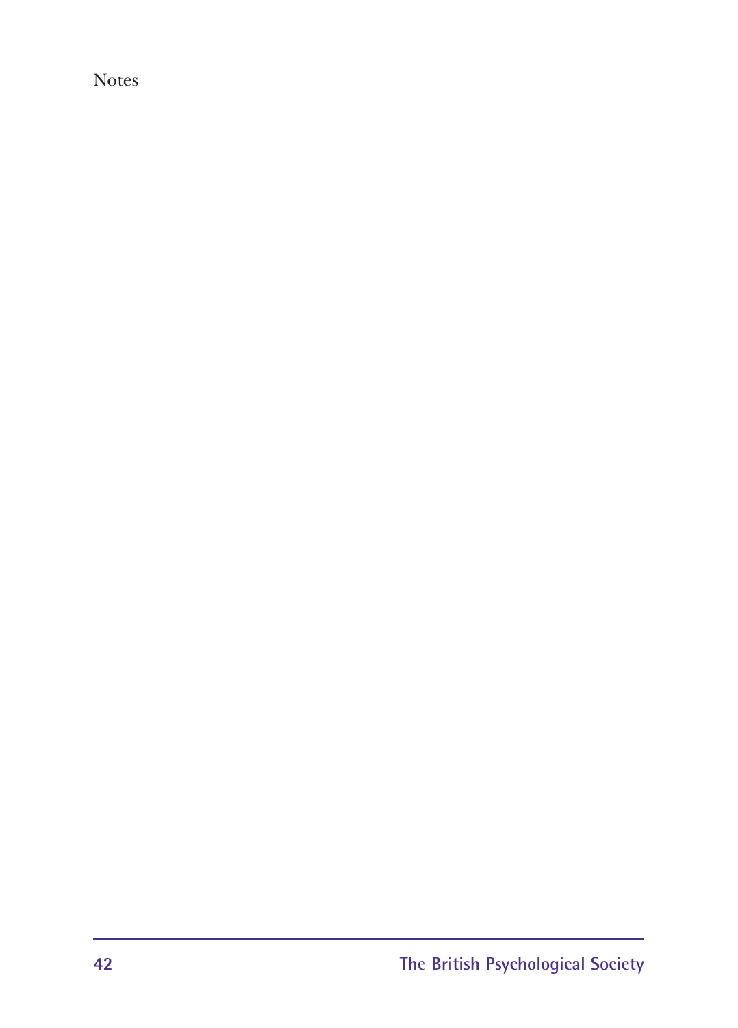Notes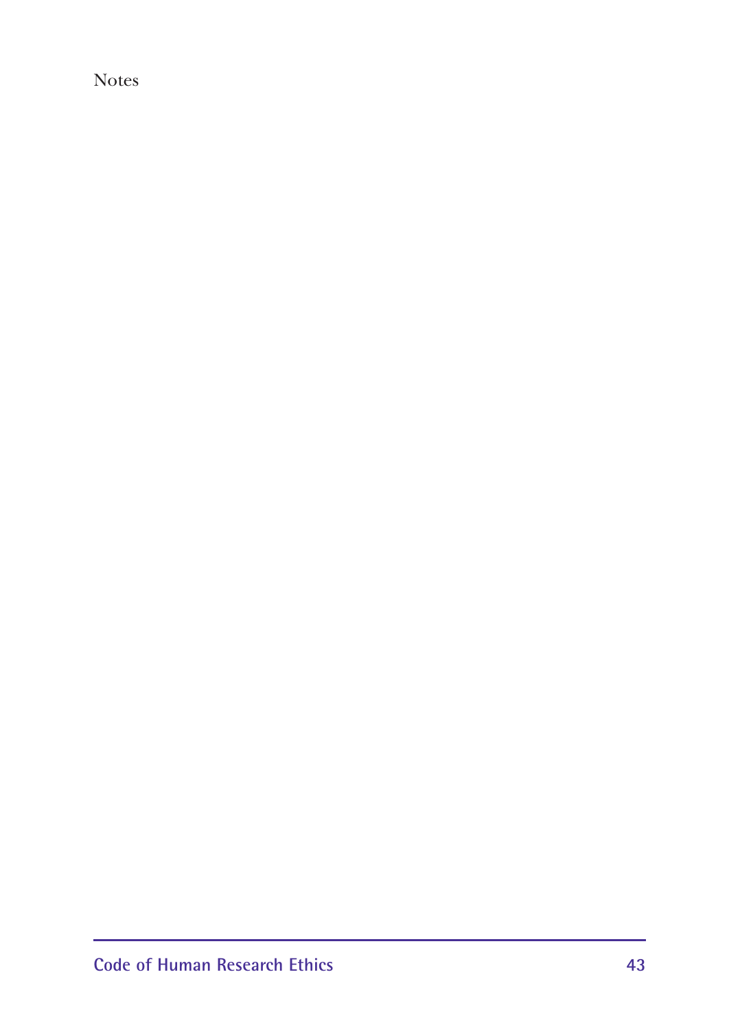Notes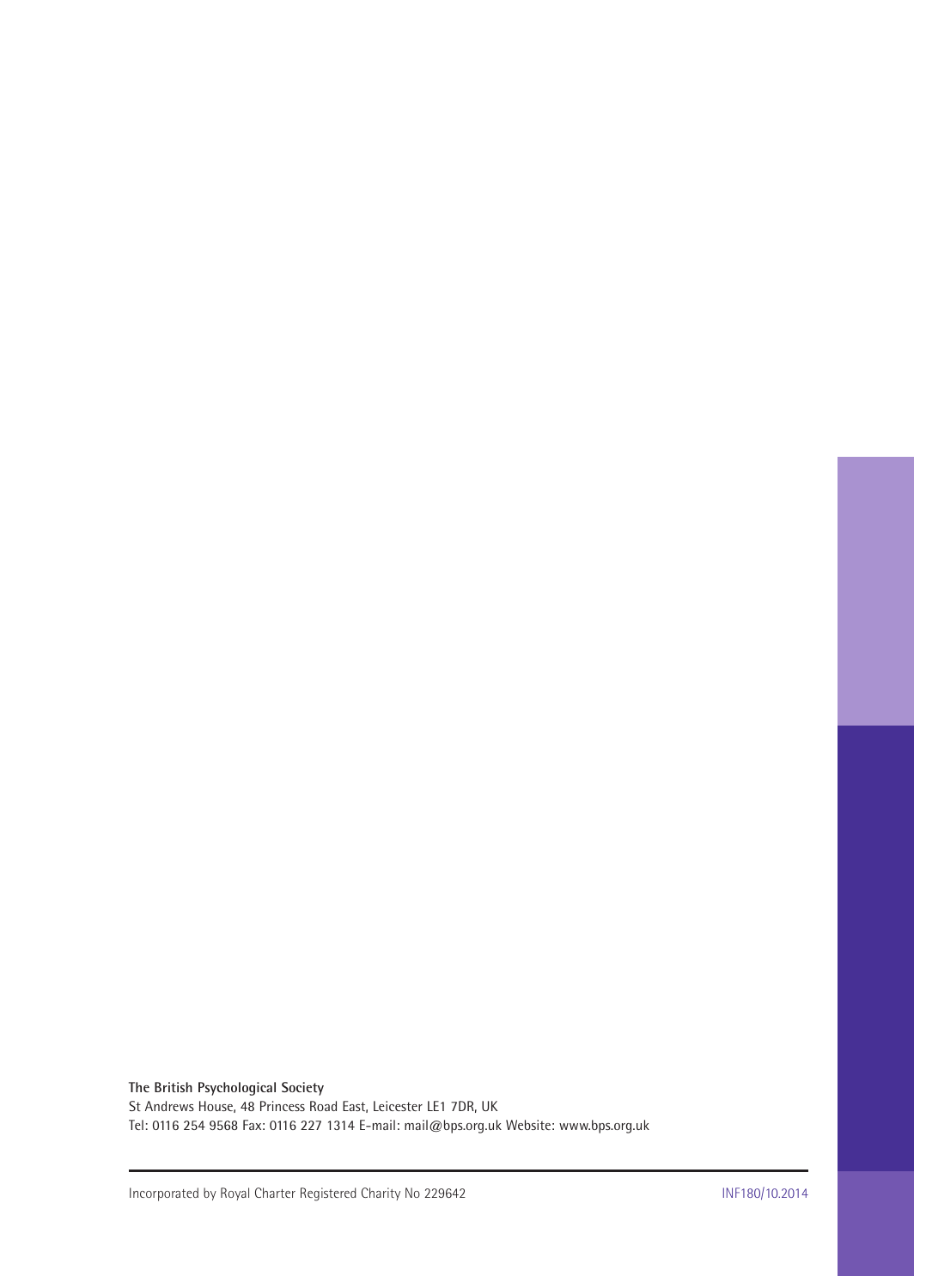**The British Psychological Society**
St Andrews House, 48 Princess Road East, Leicester LE1 7DR, UK
Tel: 0116 254 9568 Fax: 0116 227 1314 E-mail: mail@bps.org.uk Website: www.bps.org.uk

Incorporated by Royal Charter Registered Charity No 229642

INF180/10.2014